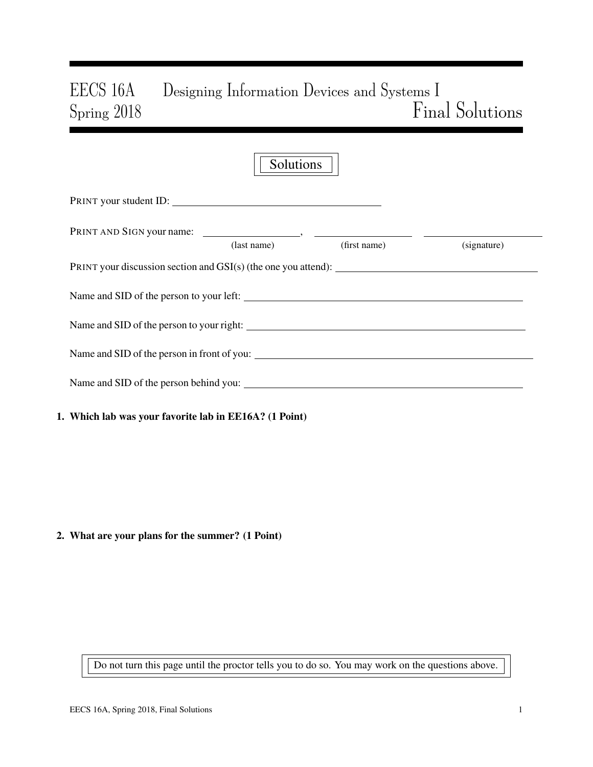# EECS 16A Designing Information Devices and Systems I
# Spring 2018 Final Solutions

Solutions

PRINT your student ID: ________________________________

PRINT AND SIGN your name: ________________, ________________ ________________
(last name) (first name) (signature)

PRINT your discussion section and GSI(s) (the one you attend): ________________________________

Name and SID of the person to your left: ________________________________

Name and SID of the person to your right: ________________________________

Name and SID of the person in front of you: ________________________________

Name and SID of the person behind you: ________________________________

**1. Which lab was your favorite lab in EE16A? (1 Point)**

**2. What are your plans for the summer? (1 Point)**

Do not turn this page until the proctor tells you to do so. You may work on the questions above.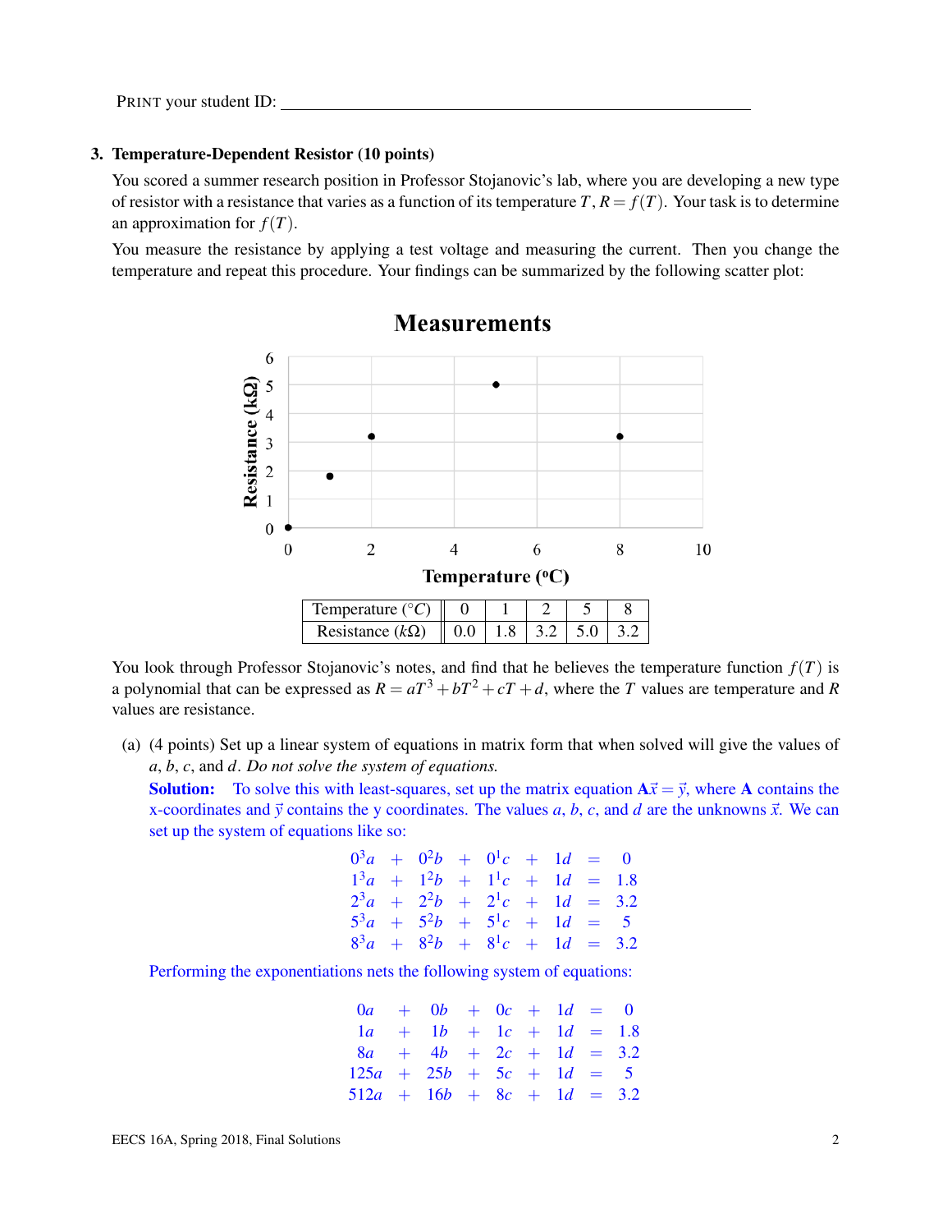PRINT your student ID: ______________________________

### 3. Temperature-Dependent Resistor (10 points)

You scored a summer research position in Professor Stojanovic's lab, where you are developing a new type of resistor with a resistance that varies as a function of its temperature $T$, $R = f(T)$. Your task is to determine an approximation for $f(T)$.

You measure the resistance by applying a test voltage and measuring the current. Then you change the temperature and repeat this procedure. Your findings can be summarized by the following scatter plot:

**Measurements**

| Temperature ($^\circ C$) | 0 | 1 | 2 | 5 | 8 |
|---|---|---|---|---|---|
| Resistance ($k\Omega$) | 0.0 | 1.8 | 3.2 | 5.0 | 3.2 |

You look through Professor Stojanovic's notes, and find that he believes the temperature function $f(T)$ is a polynomial that can be expressed as $R = aT^3 + bT^2 + cT + d$, where the $T$ values are temperature and $R$ values are resistance.

(a) (4 points) Set up a linear system of equations in matrix form that when solved will give the values of $a$, $b$, $c$, and $d$. *Do not solve the system of equations.*

**Solution:** To solve this with least-squares, set up the matrix equation $\mathbf{A}\vec{x} = \vec{y}$, where $\mathbf{A}$ contains the x-coordinates and $\vec{y}$ contains the y coordinates. The values $a$, $b$, $c$, and $d$ are the unknowns $\vec{x}$. We can set up the system of equations like so:

$$\begin{array}{ccccccccc}
0^3a & + & 0^2b & + & 0^1c & + & 1d & = & 0 \\
1^3a & + & 1^2b & + & 1^1c & + & 1d & = & 1.8 \\
2^3a & + & 2^2b & + & 2^1c & + & 1d & = & 3.2 \\
5^3a & + & 5^2b & + & 5^1c & + & 1d & = & 5 \\
8^3a & + & 8^2b & + & 8^1c & + & 1d & = & 3.2
\end{array}$$

Performing the exponentiations nets the following system of equations:

$$\begin{array}{ccccccccc}
0a & + & 0b & + & 0c & + & 1d & = & 0 \\
1a & + & 1b & + & 1c & + & 1d & = & 1.8 \\
8a & + & 4b & + & 2c & + & 1d & = & 3.2 \\
125a & + & 25b & + & 5c & + & 1d & = & 5 \\
512a & + & 16b & + & 8c & + & 1d & = & 3.2
\end{array}$$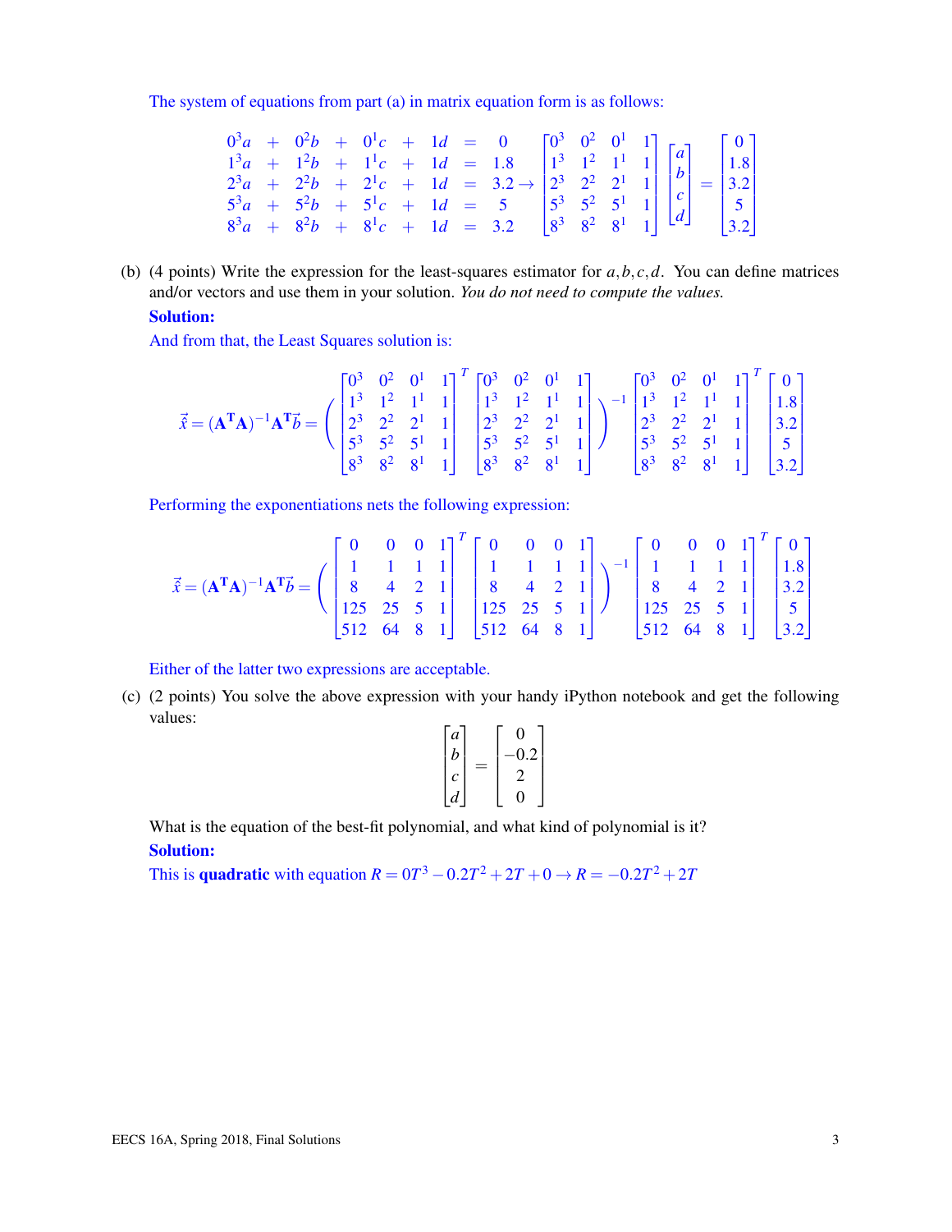The system of equations from part (a) in matrix equation form is as follows:

$$
\begin{array}{ccccccccc}
0^3a & + & 0^2b & + & 0^1c & + & 1d & = & 0 \\
1^3a & + & 1^2b & + & 1^1c & + & 1d & = & 1.8 \\
2^3a & + & 2^2b & + & 2^1c & + & 1d & = & 3.2 \\
5^3a & + & 5^2b & + & 5^1c & + & 1d & = & 5 \\
8^3a & + & 8^2b & + & 8^1c & + & 1d & = & 3.2
\end{array}
\rightarrow
\begin{bmatrix} 0^3 & 0^2 & 0^1 & 1 \\ 1^3 & 1^2 & 1^1 & 1 \\ 2^3 & 2^2 & 2^1 & 1 \\ 5^3 & 5^2 & 5^1 & 1 \\ 8^3 & 8^2 & 8^1 & 1 \end{bmatrix}
\begin{bmatrix} a \\ b \\ c \\ d \end{bmatrix}
=
\begin{bmatrix} 0 \\ 1.8 \\ 3.2 \\ 5 \\ 3.2 \end{bmatrix}
$$

(b) (4 points) Write the expression for the least-squares estimator for $a, b, c, d$. You can define matrices and/or vectors and use them in your solution. *You do not need to compute the values.*

**Solution:**

And from that, the Least Squares solution is:

$$
\vec{\hat{x}} = (\mathbf{A^T A})^{-1}\mathbf{A^T}\vec{b} = \left( \begin{bmatrix} 0^3 & 0^2 & 0^1 & 1 \\ 1^3 & 1^2 & 1^1 & 1 \\ 2^3 & 2^2 & 2^1 & 1 \\ 5^3 & 5^2 & 5^1 & 1 \\ 8^3 & 8^2 & 8^1 & 1 \end{bmatrix}^T \begin{bmatrix} 0^3 & 0^2 & 0^1 & 1 \\ 1^3 & 1^2 & 1^1 & 1 \\ 2^3 & 2^2 & 2^1 & 1 \\ 5^3 & 5^2 & 5^1 & 1 \\ 8^3 & 8^2 & 8^1 & 1 \end{bmatrix} \right)^{-1} \begin{bmatrix} 0^3 & 0^2 & 0^1 & 1 \\ 1^3 & 1^2 & 1^1 & 1 \\ 2^3 & 2^2 & 2^1 & 1 \\ 5^3 & 5^2 & 5^1 & 1 \\ 8^3 & 8^2 & 8^1 & 1 \end{bmatrix}^T \begin{bmatrix} 0 \\ 1.8 \\ 3.2 \\ 5 \\ 3.2 \end{bmatrix}
$$

Performing the exponentiations nets the following expression:

$$
\vec{\hat{x}} = (\mathbf{A^T A})^{-1}\mathbf{A^T}\vec{b} = \left( \begin{bmatrix} 0 & 0 & 0 & 1 \\ 1 & 1 & 1 & 1 \\ 8 & 4 & 2 & 1 \\ 125 & 25 & 5 & 1 \\ 512 & 64 & 8 & 1 \end{bmatrix}^T \begin{bmatrix} 0 & 0 & 0 & 1 \\ 1 & 1 & 1 & 1 \\ 8 & 4 & 2 & 1 \\ 125 & 25 & 5 & 1 \\ 512 & 64 & 8 & 1 \end{bmatrix} \right)^{-1} \begin{bmatrix} 0 & 0 & 0 & 1 \\ 1 & 1 & 1 & 1 \\ 8 & 4 & 2 & 1 \\ 125 & 25 & 5 & 1 \\ 512 & 64 & 8 & 1 \end{bmatrix}^T \begin{bmatrix} 0 \\ 1.8 \\ 3.2 \\ 5 \\ 3.2 \end{bmatrix}
$$

Either of the latter two expressions are acceptable.

(c) (2 points) You solve the above expression with your handy iPython notebook and get the following values:

$$
\begin{bmatrix} a \\ b \\ c \\ d \end{bmatrix} = \begin{bmatrix} 0 \\ -0.2 \\ 2 \\ 0 \end{bmatrix}
$$

What is the equation of the best-fit polynomial, and what kind of polynomial is it?

**Solution:**

This is **quadratic** with equation $R = 0T^3 - 0.2T^2 + 2T + 0 \rightarrow R = -0.2T^2 + 2T$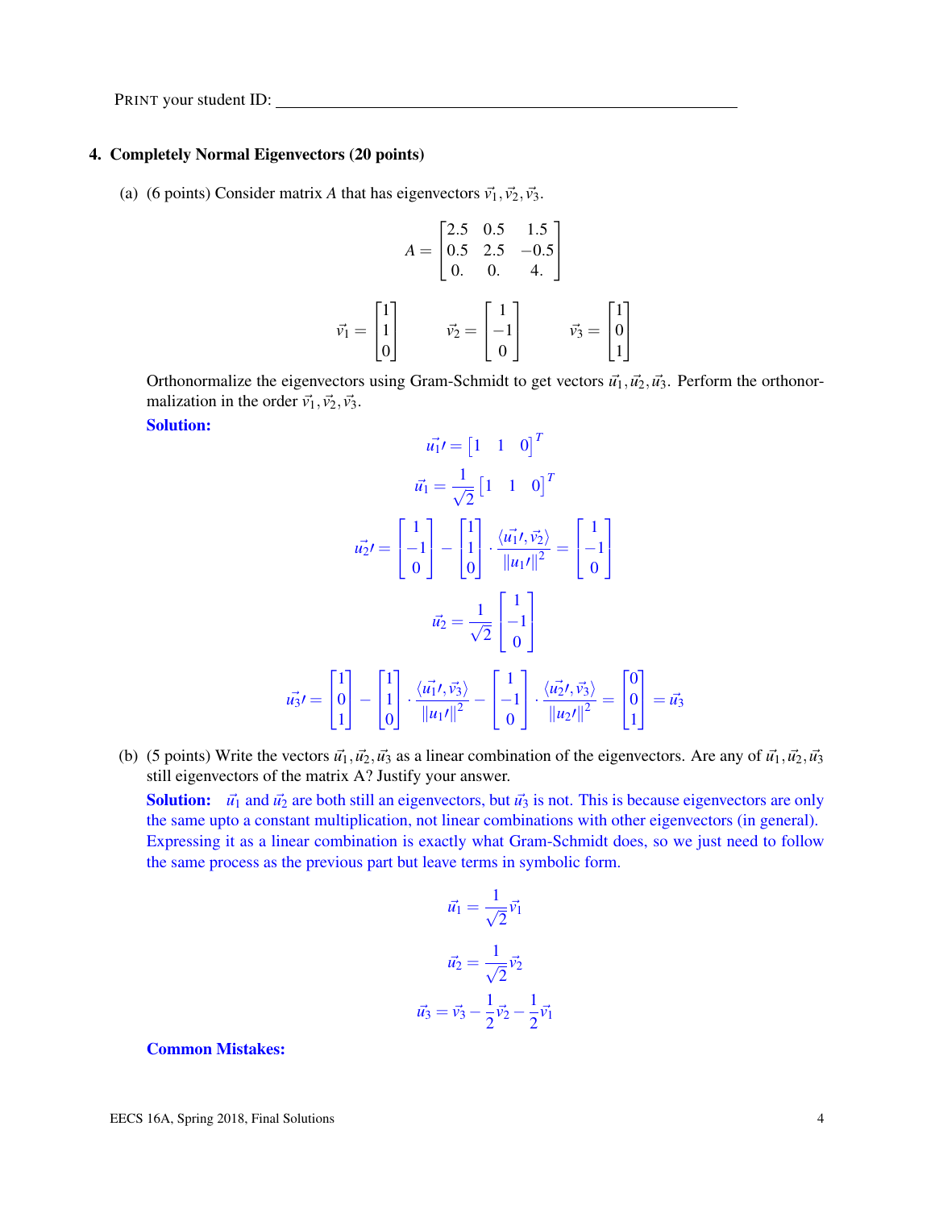PRINT your student ID: \_\_\_\_\_\_\_\_\_\_\_\_\_\_\_\_\_\_\_\_\_\_\_\_\_\_\_\_\_\_\_\_\_\_\_\_\_\_\_\_

## 4. Completely Normal Eigenvectors (20 points)

(a) (6 points) Consider matrix $A$ that has eigenvectors $\vec{v}_1, \vec{v}_2, \vec{v}_3$.

$$A = \begin{bmatrix} 2.5 & 0.5 & 1.5 \\ 0.5 & 2.5 & -0.5 \\ 0. & 0. & 4. \end{bmatrix}$$

$$\vec{v}_1 = \begin{bmatrix} 1 \\ 1 \\ 0 \end{bmatrix} \qquad \vec{v}_2 = \begin{bmatrix} 1 \\ -1 \\ 0 \end{bmatrix} \qquad \vec{v}_3 = \begin{bmatrix} 1 \\ 0 \\ 1 \end{bmatrix}$$

Orthonormalize the eigenvectors using Gram-Schmidt to get vectors $\vec{u}_1, \vec{u}_2, \vec{u}_3$. Perform the orthonormalization in the order $\vec{v}_1, \vec{v}_2, \vec{v}_3$.

**Solution:**

$$\vec{u_1}\prime = \begin{bmatrix} 1 & 1 & 0 \end{bmatrix}^T$$

$$\vec{u_1} = \frac{1}{\sqrt{2}} \begin{bmatrix} 1 & 1 & 0 \end{bmatrix}^T$$

$$\vec{u_2}\prime = \begin{bmatrix} 1 \\ -1 \\ 0 \end{bmatrix} - \begin{bmatrix} 1 \\ 1 \\ 0 \end{bmatrix} \cdot \frac{\langle \vec{u_1}\prime, \vec{v_2} \rangle}{\|u_1\prime\|^2} = \begin{bmatrix} 1 \\ -1 \\ 0 \end{bmatrix}$$

$$\vec{u_2} = \frac{1}{\sqrt{2}} \begin{bmatrix} 1 \\ -1 \\ 0 \end{bmatrix}$$

$$\vec{u_3}\prime = \begin{bmatrix} 1 \\ 0 \\ 1 \end{bmatrix} - \begin{bmatrix} 1 \\ 1 \\ 0 \end{bmatrix} \cdot \frac{\langle \vec{u_1}\prime, \vec{v_3} \rangle}{\|u_1\prime\|^2} - \begin{bmatrix} 1 \\ -1 \\ 0 \end{bmatrix} \cdot \frac{\langle \vec{u_2}\prime, \vec{v_3} \rangle}{\|u_2\prime\|^2} = \begin{bmatrix} 0 \\ 0 \\ 1 \end{bmatrix} = \vec{u_3}$$

(b) (5 points) Write the vectors $\vec{u}_1, \vec{u}_2, \vec{u}_3$ as a linear combination of the eigenvectors. Are any of $\vec{u}_1, \vec{u}_2, \vec{u}_3$ still eigenvectors of the matrix A? Justify your answer.

**Solution:** $\vec{u}_1$ and $\vec{u}_2$ are both still an eigenvectors, but $\vec{u}_3$ is not. This is because eigenvectors are only the same upto a constant multiplication, not linear combinations with other eigenvectors (in general). Expressing it as a linear combination is exactly what Gram-Schmidt does, so we just need to follow the same process as the previous part but leave terms in symbolic form.

$$\vec{u_1} = \frac{1}{\sqrt{2}} \vec{v_1}$$

$$\vec{u_2} = \frac{1}{\sqrt{2}} \vec{v_2}$$

$$\vec{u_3} = \vec{v_3} - \frac{1}{2} \vec{v_2} - \frac{1}{2} \vec{v_1}$$

**Common Mistakes:**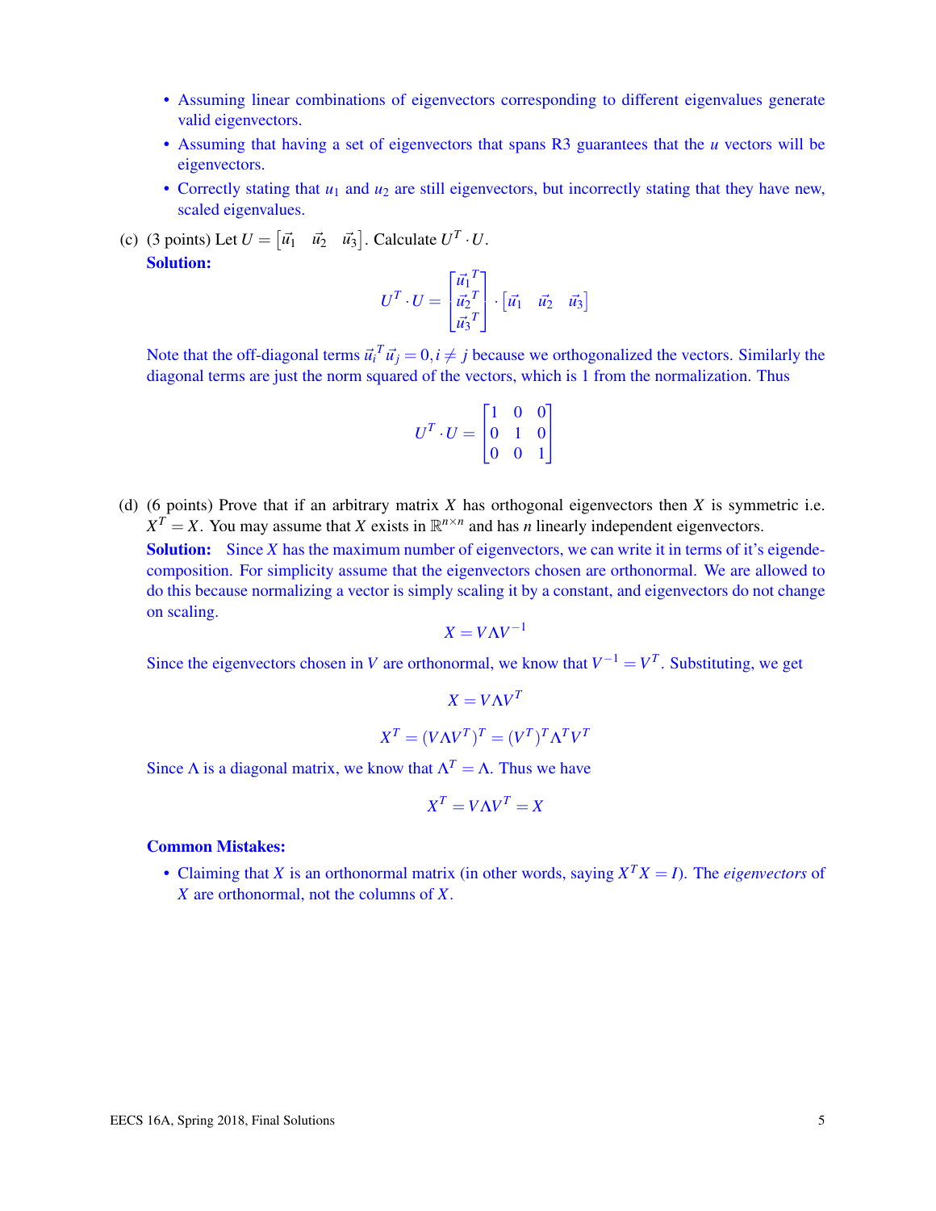- Assuming linear combinations of eigenvectors corresponding to different eigenvalues generate valid eigenvectors.
- Assuming that having a set of eigenvectors that spans R3 guarantees that the $u$ vectors will be eigenvectors.
- Correctly stating that $u_1$ and $u_2$ are still eigenvectors, but incorrectly stating that they have new, scaled eigenvalues.

(c) (3 points) Let $U = \begin{bmatrix} \vec{u}_1 & \vec{u}_2 & \vec{u}_3 \end{bmatrix}$. Calculate $U^T \cdot U$.

**Solution:**

$$U^T \cdot U = \begin{bmatrix} \vec{u}_1^{\,T} \\ \vec{u}_2^{\,T} \\ \vec{u}_3^{\,T} \end{bmatrix} \cdot \begin{bmatrix} \vec{u}_1 & \vec{u}_2 & \vec{u}_3 \end{bmatrix}$$

Note that the off-diagonal terms $\vec{u}_i^{\,T} \vec{u}_j = 0, i \neq j$ because we orthogonalized the vectors. Similarly the diagonal terms are just the norm squared of the vectors, which is 1 from the normalization. Thus

$$U^T \cdot U = \begin{bmatrix} 1 & 0 & 0 \\ 0 & 1 & 0 \\ 0 & 0 & 1 \end{bmatrix}$$

(d) (6 points) Prove that if an arbitrary matrix $X$ has orthogonal eigenvectors then $X$ is symmetric i.e. $X^T = X$. You may assume that $X$ exists in $\mathbb{R}^{n \times n}$ and has $n$ linearly independent eigenvectors.

**Solution:** Since $X$ has the maximum number of eigenvectors, we can write it in terms of it's eigendecomposition. For simplicity assume that the eigenvectors chosen are orthonormal. We are allowed to do this because normalizing a vector is simply scaling it by a constant, and eigenvectors do not change on scaling.

$$X = V \Lambda V^{-1}$$

Since the eigenvectors chosen in $V$ are orthonormal, we know that $V^{-1} = V^T$. Substituting, we get

$$X = V \Lambda V^T$$

$$X^T = (V \Lambda V^T)^T = (V^T)^T \Lambda^T V^T$$

Since $\Lambda$ is a diagonal matrix, we know that $\Lambda^T = \Lambda$. Thus we have

$$X^T = V \Lambda V^T = X$$

**Common Mistakes:**

- Claiming that $X$ is an orthonormal matrix (in other words, saying $X^T X = I$). The *eigenvectors* of $X$ are orthonormal, not the columns of $X$.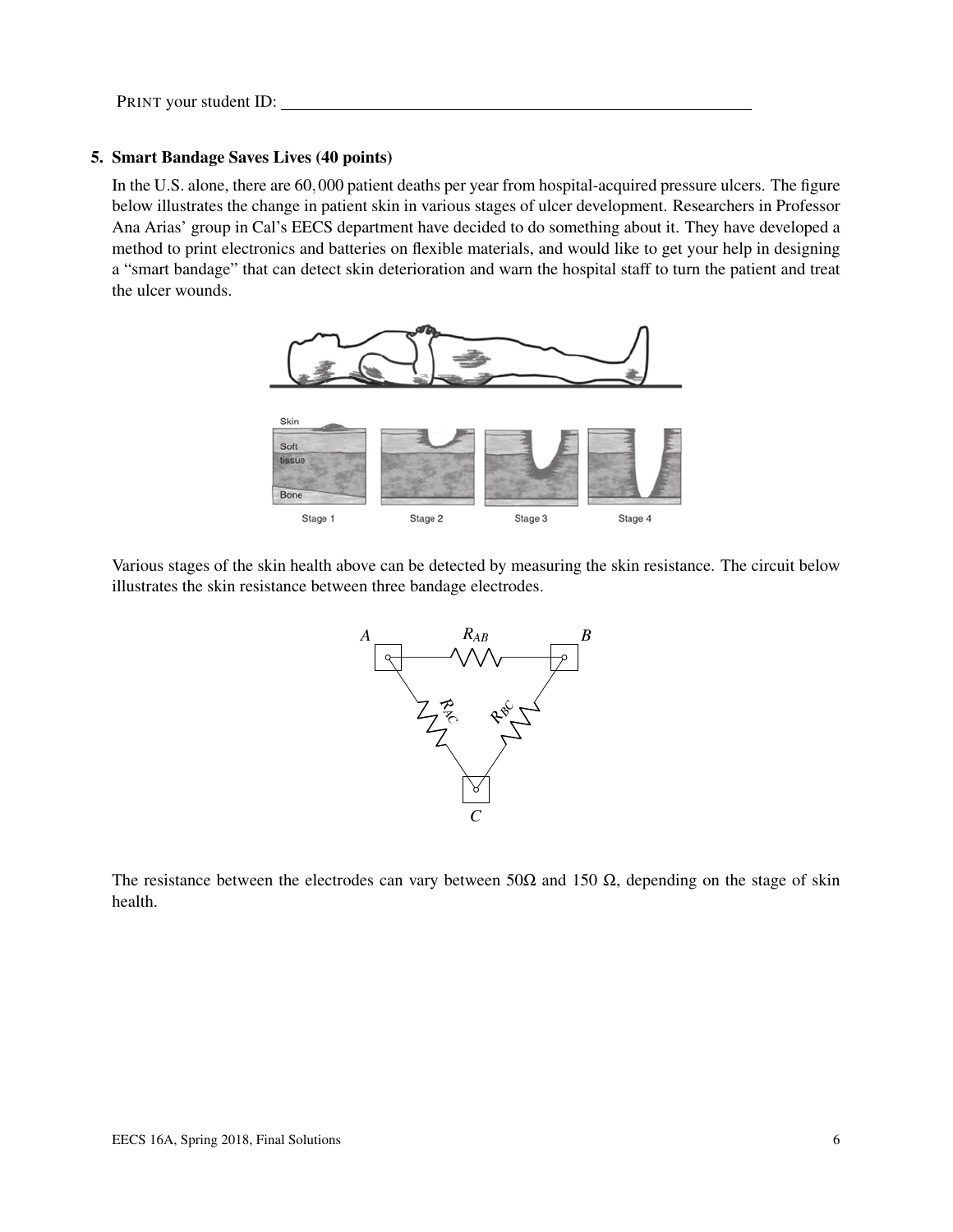PRINT your student ID: ___________________________

### 5. Smart Bandage Saves Lives (40 points)

In the U.S. alone, there are 60,000 patient deaths per year from hospital-acquired pressure ulcers. The figure below illustrates the change in patient skin in various stages of ulcer development. Researchers in Professor Ana Arias' group in Cal's EECS department have decided to do something about it. They have developed a method to print electronics and batteries on flexible materials, and would like to get your help in designing a "smart bandage" that can detect skin deterioration and warn the hospital staff to turn the patient and treat the ulcer wounds.

Various stages of the skin health above can be detected by measuring the skin resistance. The circuit below illustrates the skin resistance between three bandage electrodes.

The resistance between the electrodes can vary between 50Ω and 150 Ω, depending on the stage of skin health.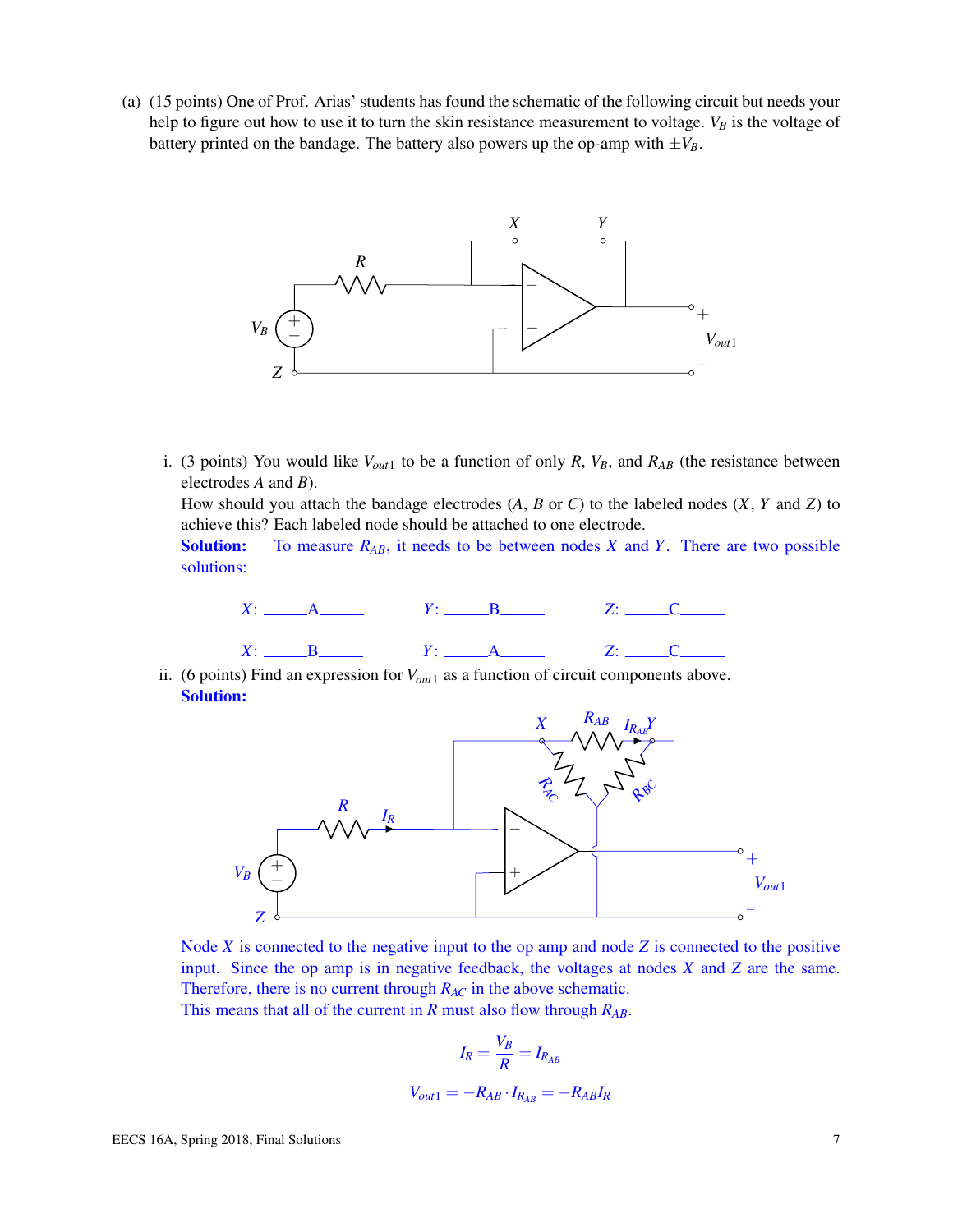(a) (15 points) One of Prof. Arias' students has found the schematic of the following circuit but needs your help to figure out how to use it to turn the skin resistance measurement to voltage. $V_B$ is the voltage of battery printed on the bandage. The battery also powers up the op-amp with $\pm V_B$.

i. (3 points) You would like $V_{out1}$ to be a function of only $R$, $V_B$, and $R_{AB}$ (the resistance between electrodes $A$ and $B$).
How should you attach the bandage electrodes ($A$, $B$ or $C$) to the labeled nodes ($X$, $Y$ and $Z$) to achieve this? Each labeled node should be attached to one electrode.

**Solution:** To measure $R_{AB}$, it needs to be between nodes $X$ and $Y$. There are two possible solutions:

$X$: \_\_\_\_\_A\_\_\_\_\_ $Y$: \_\_\_\_\_B\_\_\_\_\_ $Z$: \_\_\_\_\_C\_\_\_\_\_

$X$: \_\_\_\_\_B\_\_\_\_\_ $Y$: \_\_\_\_\_A\_\_\_\_\_ $Z$: \_\_\_\_\_C\_\_\_\_\_

ii. (6 points) Find an expression for $V_{out1}$ as a function of circuit components above.

**Solution:**

Node $X$ is connected to the negative input to the op amp and node $Z$ is connected to the positive input. Since the op amp is in negative feedback, the voltages at nodes $X$ and $Z$ are the same. Therefore, there is no current through $R_{AC}$ in the above schematic.
This means that all of the current in $R$ must also flow through $R_{AB}$.

$$I_R = \frac{V_B}{R} = I_{R_{AB}}$$

$$V_{out1} = -R_{AB} \cdot I_{R_{AB}} = -R_{AB} I_R$$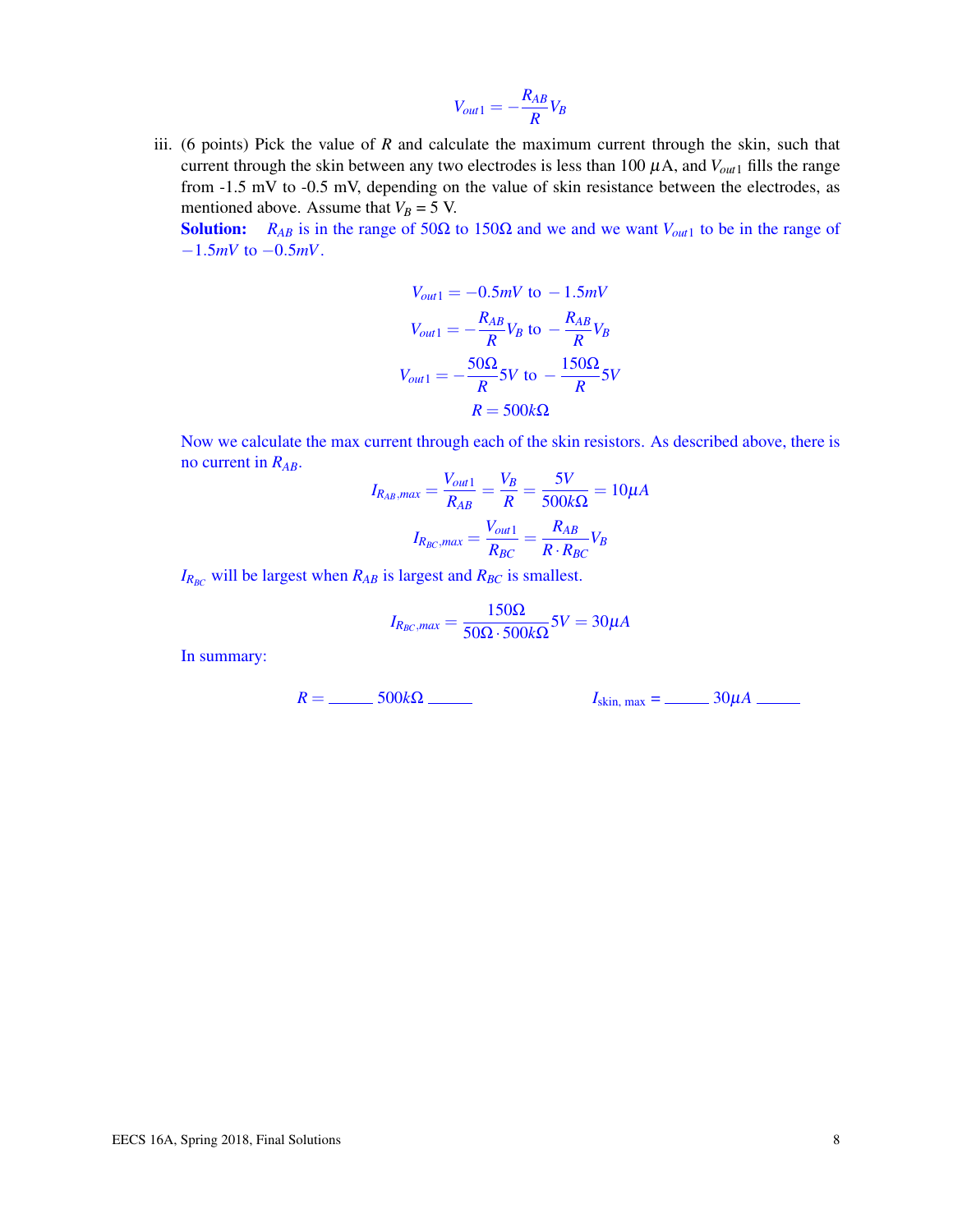$$V_{out1} = -\frac{R_{AB}}{R} V_B$$

iii. (6 points) Pick the value of $R$ and calculate the maximum current through the skin, such that current through the skin between any two electrodes is less than 100 $\mu$A, and $V_{out1}$ fills the range from -1.5 mV to -0.5 mV, depending on the value of skin resistance between the electrodes, as mentioned above. Assume that $V_B$ = 5 V.

**Solution:** $R_{AB}$ is in the range of 50Ω to 150Ω and we and we want $V_{out1}$ to be in the range of $-1.5mV$ to $-0.5mV$.

$$V_{out1} = -0.5mV \text{ to } -1.5mV$$

$$V_{out1} = -\frac{R_{AB}}{R} V_B \text{ to } -\frac{R_{AB}}{R} V_B$$

$$V_{out1} = -\frac{50\Omega}{R} 5V \text{ to } -\frac{150\Omega}{R} 5V$$

$$R = 500k\Omega$$

Now we calculate the max current through each of the skin resistors. As described above, there is no current in $R_{AB}$.

$$I_{R_{AB},max} = \frac{V_{out1}}{R_{AB}} = \frac{V_B}{R} = \frac{5V}{500k\Omega} = 10\mu A$$

$$I_{R_{BC},max} = \frac{V_{out1}}{R_{BC}} = \frac{R_{AB}}{R \cdot R_{BC}} V_B$$

$I_{R_{BC}}$ will be largest when $R_{AB}$ is largest and $R_{BC}$ is smallest.

$$I_{R_{BC},max} = \frac{150\Omega}{50\Omega \cdot 500k\Omega} 5V = 30\mu A$$

In summary:

$R =$ _____ $500k\Omega$ _____ $\qquad$ $I_{\text{skin, max}} =$ _____ $30\mu A$ _____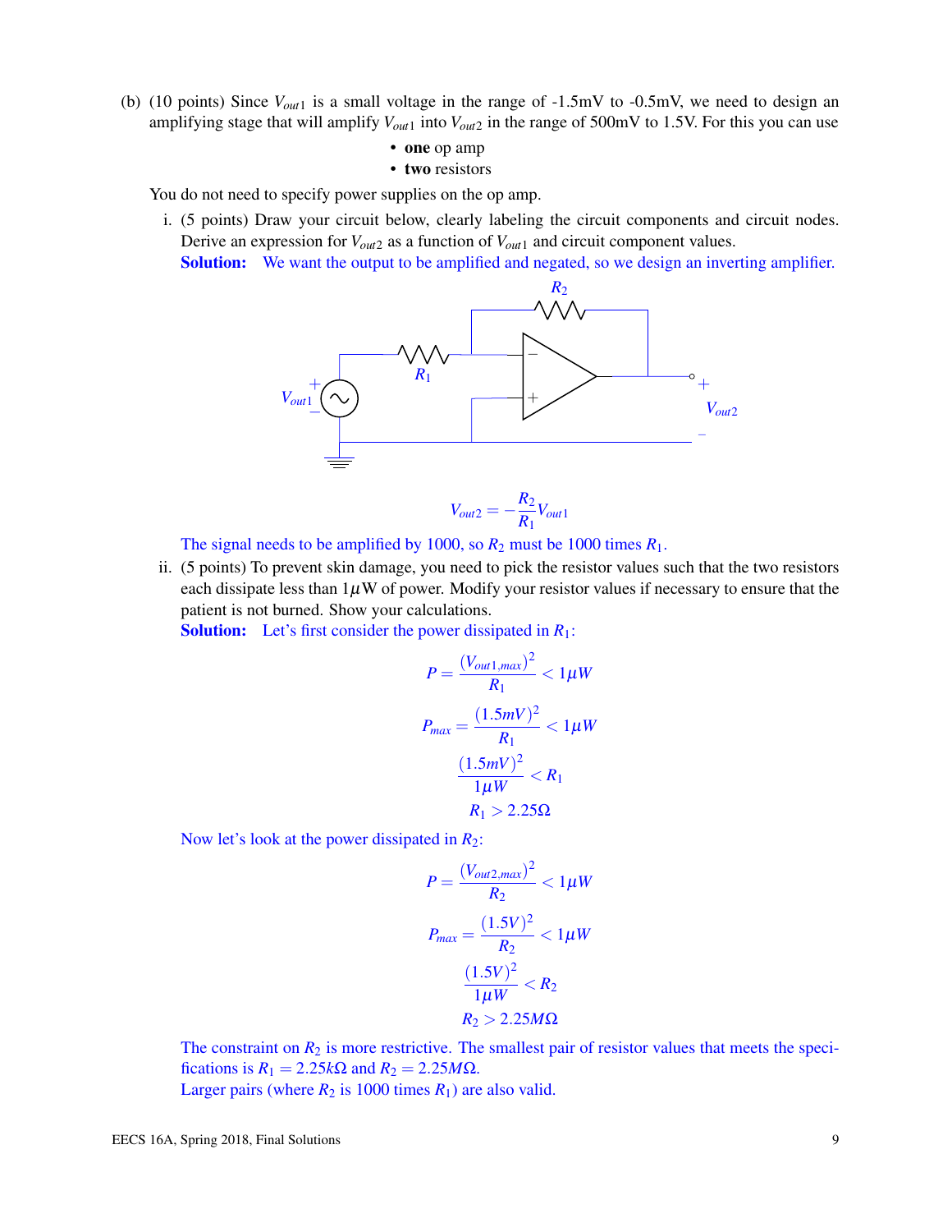(b) (10 points) Since $V_{out1}$ is a small voltage in the range of -1.5mV to -0.5mV, we need to design an amplifying stage that will amplify $V_{out1}$ into $V_{out2}$ in the range of 500mV to 1.5V. For this you can use

- **one** op amp
- **two** resistors

You do not need to specify power supplies on the op amp.

i. (5 points) Draw your circuit below, clearly labeling the circuit components and circuit nodes. Derive an expression for $V_{out2}$ as a function of $V_{out1}$ and circuit component values.

**Solution:** We want the output to be amplified and negated, so we design an inverting amplifier.

$$V_{out2} = -\frac{R_2}{R_1} V_{out1}$$

The signal needs to be amplified by 1000, so $R_2$ must be 1000 times $R_1$.

ii. (5 points) To prevent skin damage, you need to pick the resistor values such that the two resistors each dissipate less than $1\mu$W of power. Modify your resistor values if necessary to ensure that the patient is not burned. Show your calculations.

**Solution:** Let's first consider the power dissipated in $R_1$:

$$P = \frac{(V_{out1,max})^2}{R_1} < 1\mu W$$

$$P_{max} = \frac{(1.5mV)^2}{R_1} < 1\mu W$$

$$\frac{(1.5mV)^2}{1\mu W} < R_1$$

$$R_1 > 2.25\Omega$$

Now let's look at the power dissipated in $R_2$:

$$P = \frac{(V_{out2,max})^2}{R_2} < 1\mu W$$

$$P_{max} = \frac{(1.5V)^2}{R_2} < 1\mu W$$

$$\frac{(1.5V)^2}{1\mu W} < R_2$$

$$R_2 > 2.25M\Omega$$

The constraint on $R_2$ is more restrictive. The smallest pair of resistor values that meets the specifications is $R_1 = 2.25k\Omega$ and $R_2 = 2.25M\Omega$.

Larger pairs (where $R_2$ is 1000 times $R_1$) are also valid.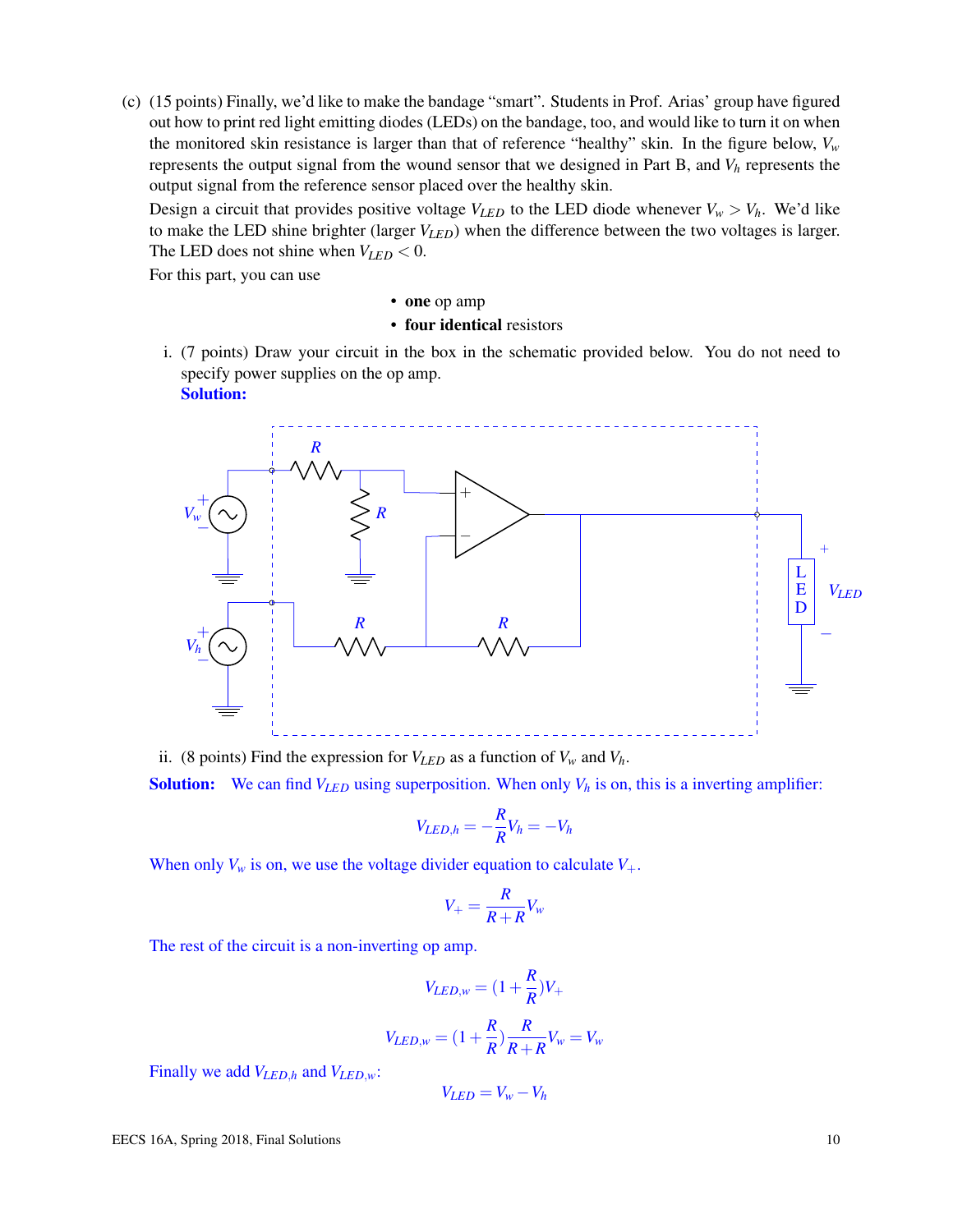(c) (15 points) Finally, we'd like to make the bandage "smart". Students in Prof. Arias' group have figured out how to print red light emitting diodes (LEDs) on the bandage, too, and would like to turn it on when the monitored skin resistance is larger than that of reference "healthy" skin. In the figure below, $V_w$ represents the output signal from the wound sensor that we designed in Part B, and $V_h$ represents the output signal from the reference sensor placed over the healthy skin.

Design a circuit that provides positive voltage $V_{LED}$ to the LED diode whenever $V_w > V_h$. We'd like to make the LED shine brighter (larger $V_{LED}$) when the difference between the two voltages is larger. The LED does not shine when $V_{LED} < 0$.

For this part, you can use

- **one** op amp
- **four identical** resistors

i. (7 points) Draw your circuit in the box in the schematic provided below. You do not need to specify power supplies on the op amp.

**Solution:**

ii. (8 points) Find the expression for $V_{LED}$ as a function of $V_w$ and $V_h$.

**Solution:** We can find $V_{LED}$ using superposition. When only $V_h$ is on, this is a inverting amplifier:

$$V_{LED,h} = -\frac{R}{R}V_h = -V_h$$

When only $V_w$ is on, we use the voltage divider equation to calculate $V_+$.

$$V_+ = \frac{R}{R+R}V_w$$

The rest of the circuit is a non-inverting op amp.

$$V_{LED,w} = (1+\frac{R}{R})V_+$$

$$V_{LED,w} = (1+\frac{R}{R})\frac{R}{R+R}V_w = V_w$$

Finally we add $V_{LED,h}$ and $V_{LED,w}$:

$$V_{LED} = V_w - V_h$$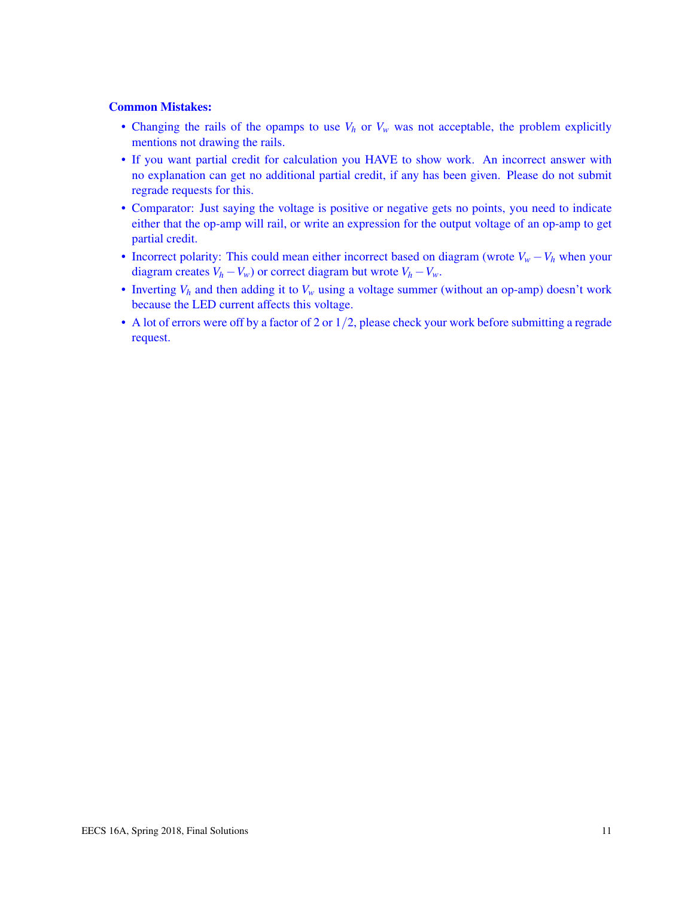**Common Mistakes:**

- Changing the rails of the opamps to use $V_h$ or $V_w$ was not acceptable, the problem explicitly mentions not drawing the rails.
- If you want partial credit for calculation you HAVE to show work. An incorrect answer with no explanation can get no additional partial credit, if any has been given. Please do not submit regrade requests for this.
- Comparator: Just saying the voltage is positive or negative gets no points, you need to indicate either that the op-amp will rail, or write an expression for the output voltage of an op-amp to get partial credit.
- Incorrect polarity: This could mean either incorrect based on diagram (wrote $V_w - V_h$ when your diagram creates $V_h - V_w$) or correct diagram but wrote $V_h - V_w$.
- Inverting $V_h$ and then adding it to $V_w$ using a voltage summer (without an op-amp) doesn't work because the LED current affects this voltage.
- A lot of errors were off by a factor of 2 or $1/2$, please check your work before submitting a regrade request.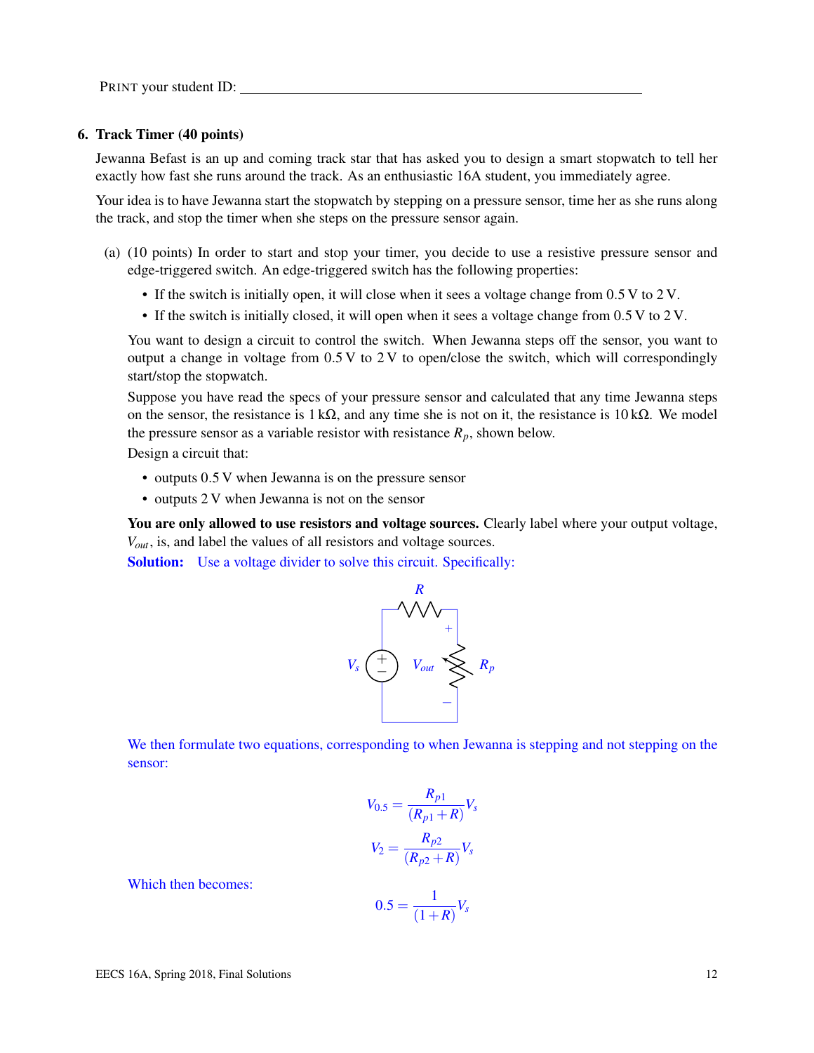PRINT your student ID: ________________________________

## 6. Track Timer (40 points)

Jewanna Befast is an up and coming track star that has asked you to design a smart stopwatch to tell her exactly how fast she runs around the track. As an enthusiastic 16A student, you immediately agree.

Your idea is to have Jewanna start the stopwatch by stepping on a pressure sensor, time her as she runs along the track, and stop the timer when she steps on the pressure sensor again.

(a) (10 points) In order to start and stop your timer, you decide to use a resistive pressure sensor and edge-triggered switch. An edge-triggered switch has the following properties:

- If the switch is initially open, it will close when it sees a voltage change from 0.5 V to 2 V.
- If the switch is initially closed, it will open when it sees a voltage change from 0.5 V to 2 V.

You want to design a circuit to control the switch. When Jewanna steps off the sensor, you want to output a change in voltage from 0.5 V to 2 V to open/close the switch, which will correspondingly start/stop the stopwatch.

Suppose you have read the specs of your pressure sensor and calculated that any time Jewanna steps on the sensor, the resistance is 1 kΩ, and any time she is not on it, the resistance is 10 kΩ. We model the pressure sensor as a variable resistor with resistance $R_p$, shown below.

Design a circuit that:

- outputs 0.5 V when Jewanna is on the pressure sensor
- outputs 2 V when Jewanna is not on the sensor

**You are only allowed to use resistors and voltage sources.** Clearly label where your output voltage, $V_{out}$, is, and label the values of all resistors and voltage sources.

**Solution:** Use a voltage divider to solve this circuit. Specifically:

We then formulate two equations, corresponding to when Jewanna is stepping and not stepping on the sensor:

$$V_{0.5} = \frac{R_{p1}}{(R_{p1} + R)} V_s$$

$$V_2 = \frac{R_{p2}}{(R_{p2} + R)} V_s$$

Which then becomes:

$$0.5 = \frac{1}{(1 + R)} V_s$$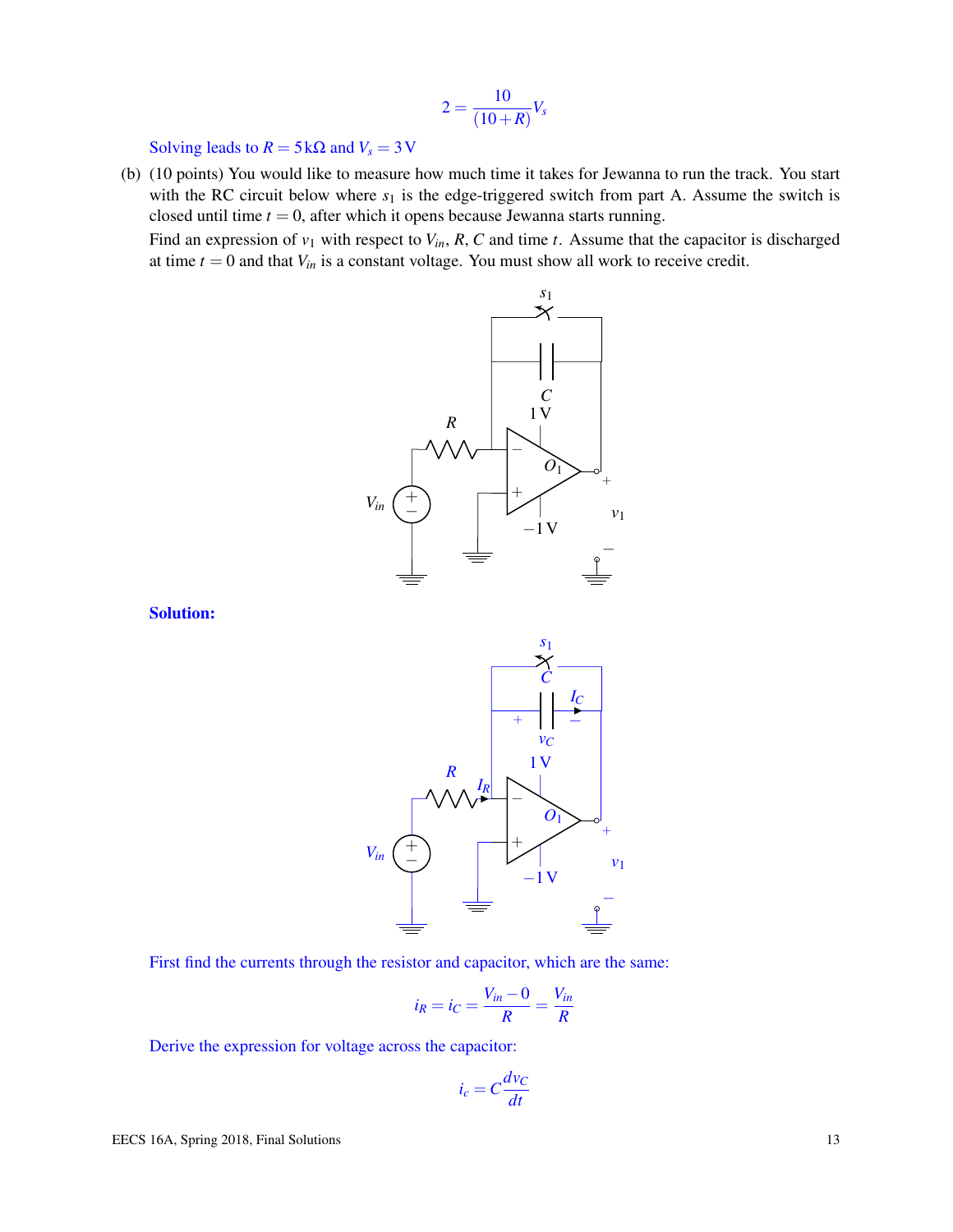$$2 = \frac{10}{(10+R)} V_s$$

Solving leads to $R = 5\,\mathrm{k}\Omega$ and $V_s = 3\,\mathrm{V}$

(b) (10 points) You would like to measure how much time it takes for Jewanna to run the track. You start with the RC circuit below where $s_1$ is the edge-triggered switch from part A. Assume the switch is closed until time $t = 0$, after which it opens because Jewanna starts running.

Find an expression of $v_1$ with respect to $V_{in}$, $R$, $C$ and time $t$. Assume that the capacitor is discharged at time $t = 0$ and that $V_{in}$ is a constant voltage. You must show all work to receive credit.

**Solution:**

First find the currents through the resistor and capacitor, which are the same:

$$i_R = i_C = \frac{V_{in} - 0}{R} = \frac{V_{in}}{R}$$

Derive the expression for voltage across the capacitor:

$$i_c = C \frac{dv_C}{dt}$$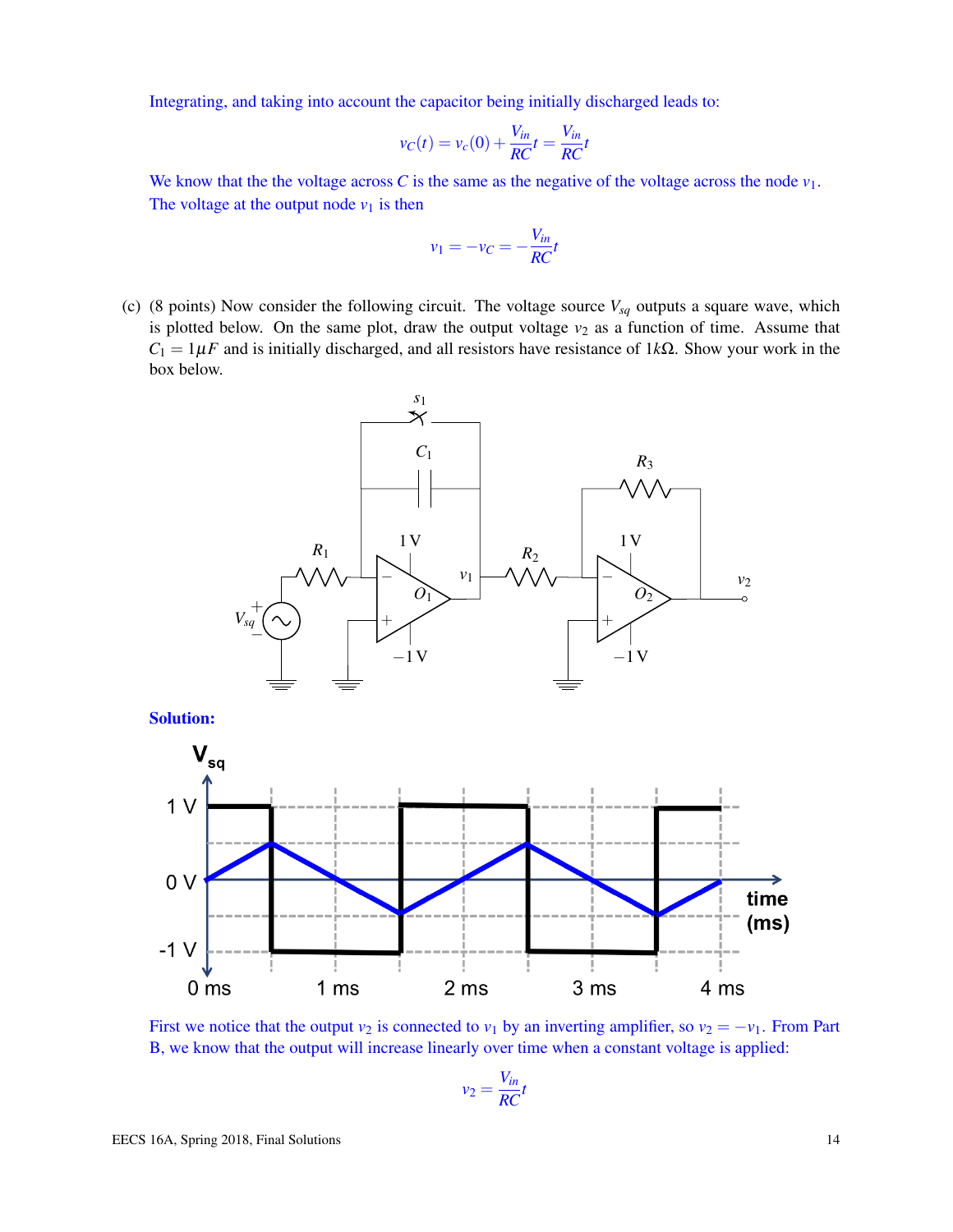Integrating, and taking into account the capacitor being initially discharged leads to:

$$v_C(t) = v_c(0) + \frac{V_{in}}{RC}t = \frac{V_{in}}{RC}t$$

We know that the the voltage across $C$ is the same as the negative of the voltage across the node $v_1$. The voltage at the output node $v_1$ is then

$$v_1 = -v_C = -\frac{V_{in}}{RC}t$$

(c) (8 points) Now consider the following circuit. The voltage source $V_{sq}$ outputs a square wave, which is plotted below. On the same plot, draw the output voltage $v_2$ as a function of time. Assume that $C_1 = 1\mu F$ and is initially discharged, and all resistors have resistance of $1k\Omega$. Show your work in the box below.

**Solution:**

First we notice that the output $v_2$ is connected to $v_1$ by an inverting amplifier, so $v_2 = -v_1$. From Part B, we know that the output will increase linearly over time when a constant voltage is applied:

$$v_2 = \frac{V_{in}}{RC}t$$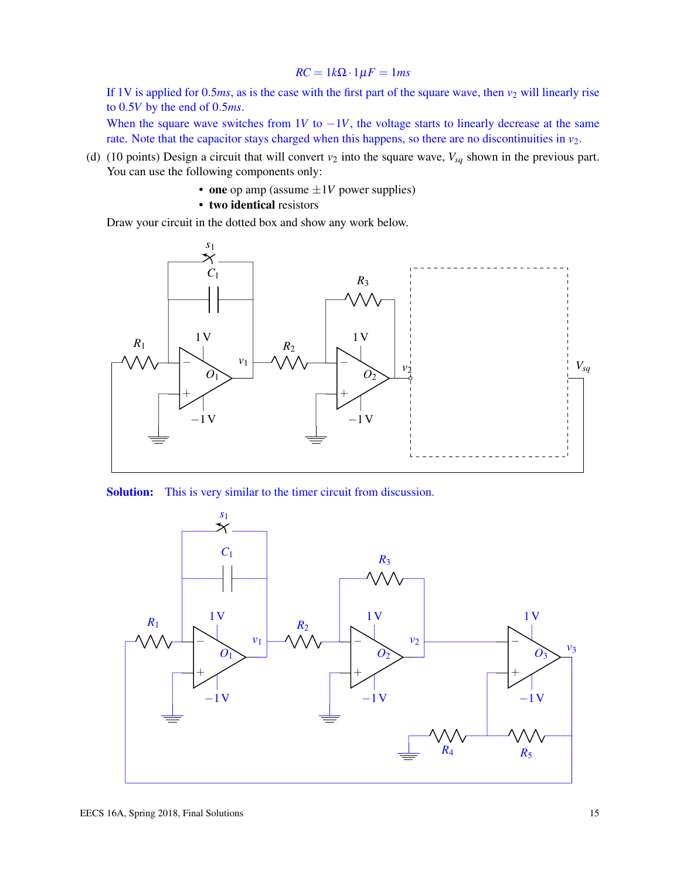$$RC = 1k\Omega \cdot 1\mu F = 1ms$$

If $1V$ is applied for $0.5ms$, as is the case with the first part of the square wave, then $v_2$ will linearly rise to $0.5V$ by the end of $0.5ms$.

When the square wave switches from $1V$ to $-1V$, the voltage starts to linearly decrease at the same rate. Note that the capacitor stays charged when this happens, so there are no discontinuities in $v_2$.

(d) (10 points) Design a circuit that will convert $v_2$ into the square wave, $V_{sq}$ shown in the previous part. You can use the following components only:

- **one** op amp (assume $\pm 1V$ power supplies)
- **two identical** resistors

Draw your circuit in the dotted box and show any work below.

**Solution:** This is very similar to the timer circuit from discussion.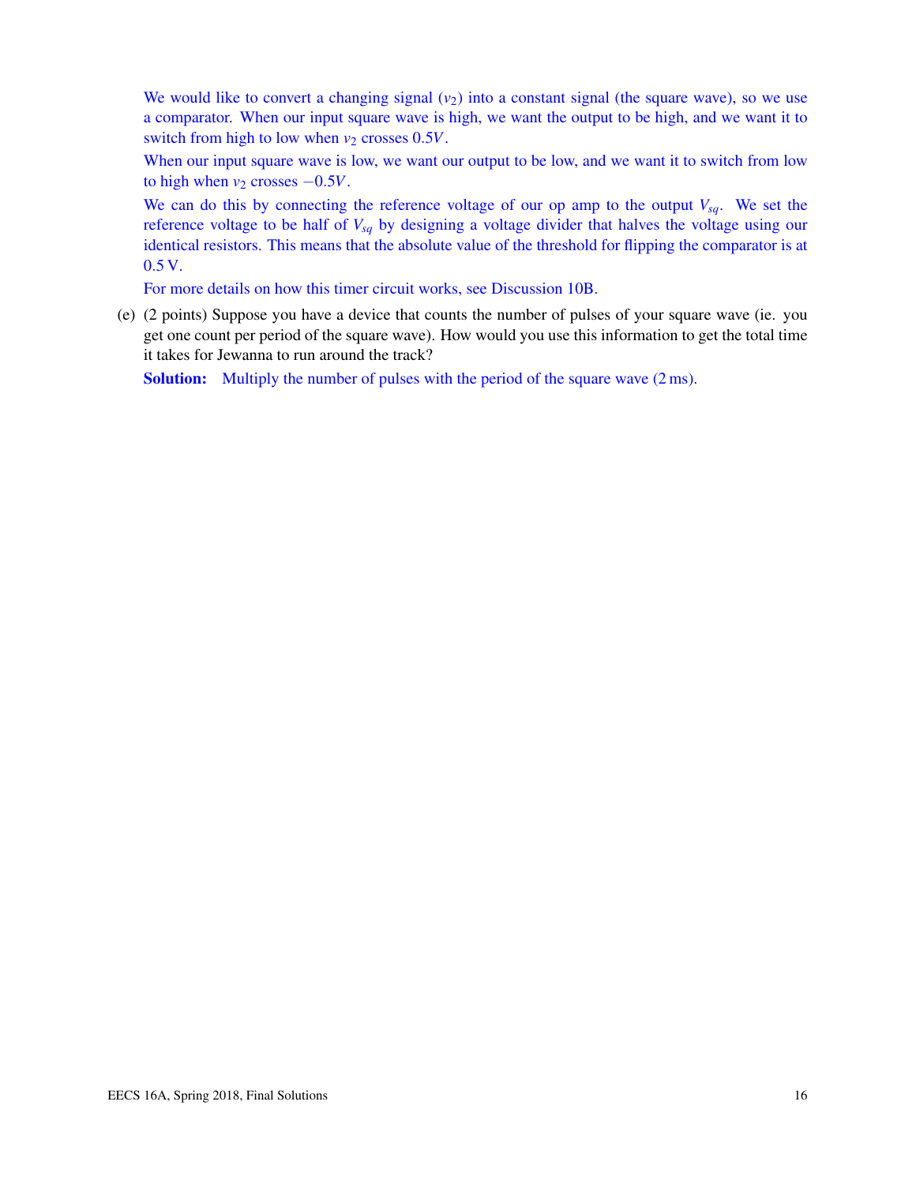We would like to convert a changing signal ($v_2$) into a constant signal (the square wave), so we use a comparator. When our input square wave is high, we want the output to be high, and we want it to switch from high to low when $v_2$ crosses $0.5V$.

When our input square wave is low, we want our output to be low, and we want it to switch from low to high when $v_2$ crosses $-0.5V$.

We can do this by connecting the reference voltage of our op amp to the output $V_{sq}$. We set the reference voltage to be half of $V_{sq}$ by designing a voltage divider that halves the voltage using our identical resistors. This means that the absolute value of the threshold for flipping the comparator is at 0.5 V.

For more details on how this timer circuit works, see Discussion 10B.

(e) (2 points) Suppose you have a device that counts the number of pulses of your square wave (ie. you get one count per period of the square wave). How would you use this information to get the total time it takes for Jewanna to run around the track?

**Solution:** Multiply the number of pulses with the period of the square wave (2 ms).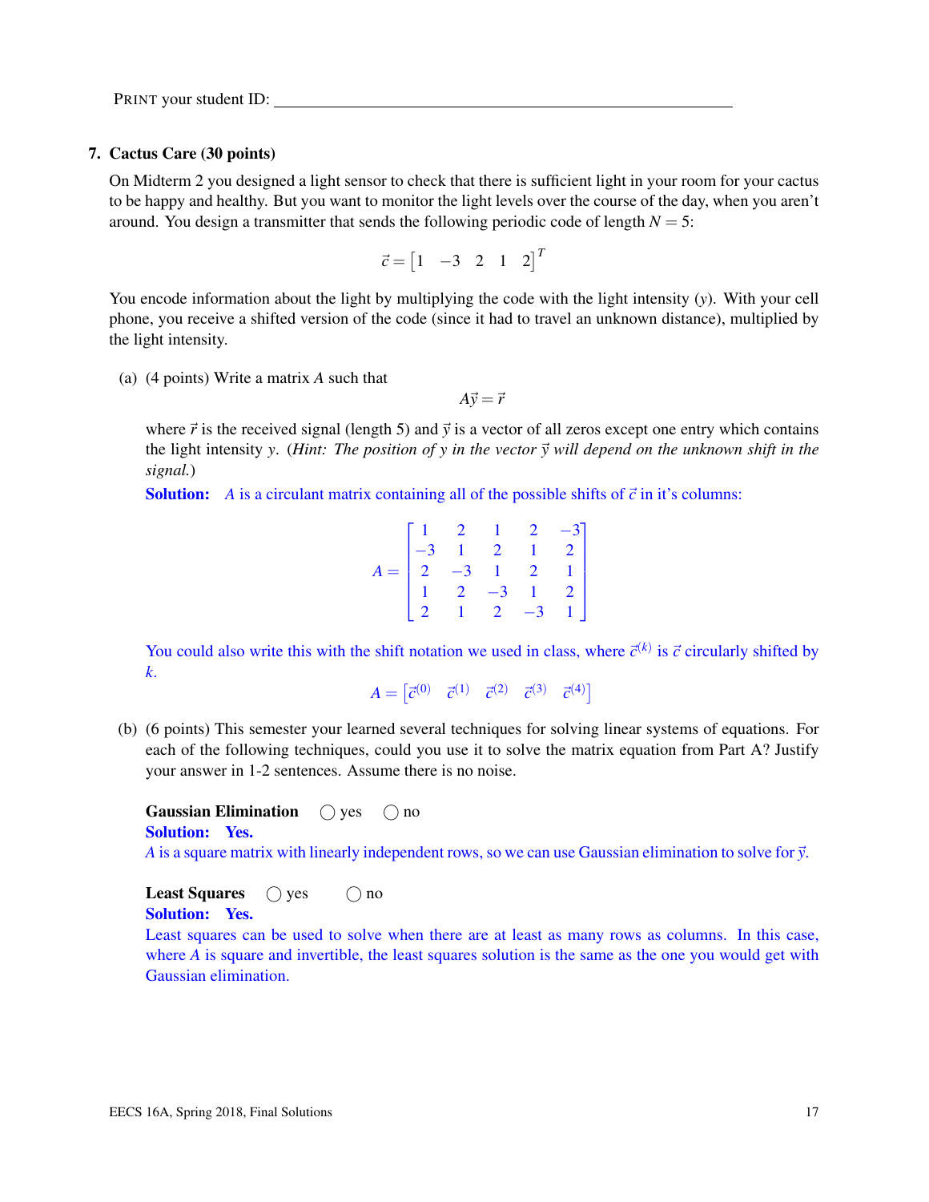PRINT your student ID: ______________________________

## 7. Cactus Care (30 points)

On Midterm 2 you designed a light sensor to check that there is sufficient light in your room for your cactus to be happy and healthy. But you want to monitor the light levels over the course of the day, when you aren't around. You design a transmitter that sends the following periodic code of length $N = 5$:

$$\vec{c} = \begin{bmatrix} 1 & -3 & 2 & 1 & 2 \end{bmatrix}^T$$

You encode information about the light by multiplying the code with the light intensity ($y$). With your cell phone, you receive a shifted version of the code (since it had to travel an unknown distance), multiplied by the light intensity.

(a) (4 points) Write a matrix $A$ such that

$$A\vec{y} = \vec{r}$$

where $\vec{r}$ is the received signal (length 5) and $\vec{y}$ is a vector of all zeros except one entry which contains the light intensity $y$. (*Hint: The position of $y$ in the vector $\vec{y}$ will depend on the unknown shift in the signal.*)

**Solution:** $A$ is a circulant matrix containing all of the possible shifts of $\vec{c}$ in it's columns:

$$A = \begin{bmatrix} 1 & 2 & 1 & 2 & -3 \\ -3 & 1 & 2 & 1 & 2 \\ 2 & -3 & 1 & 2 & 1 \\ 1 & 2 & -3 & 1 & 2 \\ 2 & 1 & 2 & -3 & 1 \end{bmatrix}$$

You could also write this with the shift notation we used in class, where $\vec{c}^{(k)}$ is $\vec{c}$ circularly shifted by $k$.

$$A = \begin{bmatrix} \vec{c}^{(0)} & \vec{c}^{(1)} & \vec{c}^{(2)} & \vec{c}^{(3)} & \vec{c}^{(4)} \end{bmatrix}$$

(b) (6 points) This semester your learned several techniques for solving linear systems of equations. For each of the following techniques, could you use it to solve the matrix equation from Part A? Justify your answer in 1-2 sentences. Assume there is no noise.

**Gaussian Elimination** ◯ yes ◯ no

**Solution:** **Yes.**
$A$ is a square matrix with linearly independent rows, so we can use Gaussian elimination to solve for $\vec{y}$.

**Least Squares** ◯ yes ◯ no

**Solution:** **Yes.**
Least squares can be used to solve when there are at least as many rows as columns. In this case, where $A$ is square and invertible, the least squares solution is the same as the one you would get with Gaussian elimination.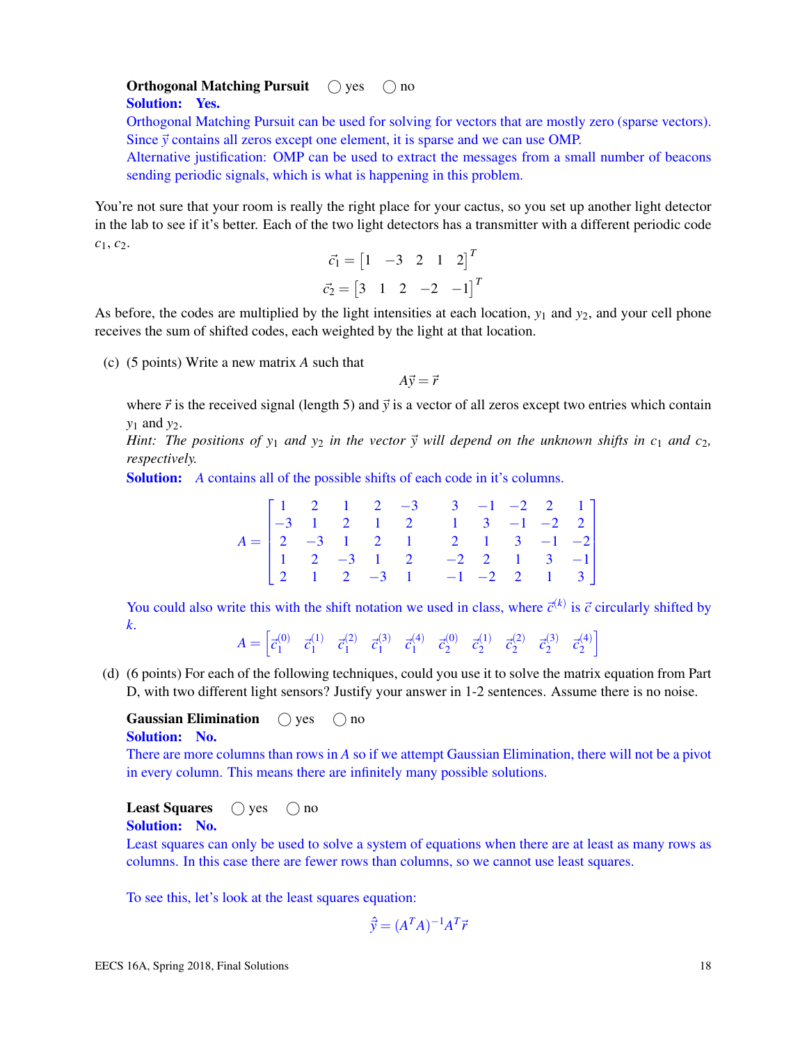**Orthogonal Matching Pursuit** ◯ yes ◯ no

**Solution: Yes.**

Orthogonal Matching Pursuit can be used for solving for vectors that are mostly zero (sparse vectors). Since $\vec{y}$ contains all zeros except one element, it is sparse and we can use OMP.

Alternative justification: OMP can be used to extract the messages from a small number of beacons sending periodic signals, which is what is happening in this problem.

You're not sure that your room is really the right place for your cactus, so you set up another light detector in the lab to see if it's better. Each of the two light detectors has a transmitter with a different periodic code $c_1$, $c_2$.

$$\vec{c}_1 = \begin{bmatrix} 1 & -3 & 2 & 1 & 2 \end{bmatrix}^T$$
$$\vec{c}_2 = \begin{bmatrix} 3 & 1 & 2 & -2 & -1 \end{bmatrix}^T$$

As before, the codes are multiplied by the light intensities at each location, $y_1$ and $y_2$, and your cell phone receives the sum of shifted codes, each weighted by the light at that location.

(c) (5 points) Write a new matrix $A$ such that

$$A\vec{y} = \vec{r}$$

where $\vec{r}$ is the received signal (length 5) and $\vec{y}$ is a vector of all zeros except two entries which contain $y_1$ and $y_2$.

*Hint: The positions of $y_1$ and $y_2$ in the vector $\vec{y}$ will depend on the unknown shifts in $c_1$ and $c_2$, respectively.*

**Solution:** $A$ contains all of the possible shifts of each code in it's columns.

$$A = \begin{bmatrix} 1 & 2 & 1 & 2 & -3 & 3 & -1 & -2 & 2 & 1 \\ -3 & 1 & 2 & 1 & 2 & 1 & 3 & -1 & -2 & 2 \\ 2 & -3 & 1 & 2 & 1 & 2 & 1 & 3 & -1 & -2 \\ 1 & 2 & -3 & 1 & 2 & -2 & 2 & 1 & 3 & -1 \\ 2 & 1 & 2 & -3 & 1 & -1 & -2 & 2 & 1 & 3 \end{bmatrix}$$

You could also write this with the shift notation we used in class, where $\vec{c}^{(k)}$ is $\vec{c}$ circularly shifted by $k$.

$$A = \begin{bmatrix} \vec{c}_1^{(0)} & \vec{c}_1^{(1)} & \vec{c}_1^{(2)} & \vec{c}_1^{(3)} & \vec{c}_1^{(4)} & \vec{c}_2^{(0)} & \vec{c}_2^{(1)} & \vec{c}_2^{(2)} & \vec{c}_2^{(3)} & \vec{c}_2^{(4)} \end{bmatrix}$$

(d) (6 points) For each of the following techniques, could you use it to solve the matrix equation from Part D, with two different light sensors? Justify your answer in 1-2 sentences. Assume there is no noise.

**Gaussian Elimination** ◯ yes ◯ no

**Solution: No.**

There are more columns than rows in $A$ so if we attempt Gaussian Elimination, there will not be a pivot in every column. This means there are infinitely many possible solutions.

**Least Squares** ◯ yes ◯ no

**Solution: No.**

Least squares can only be used to solve a system of equations when there are at least as many rows as columns. In this case there are fewer rows than columns, so we cannot use least squares.

To see this, let's look at the least squares equation:

$$\hat{\vec{y}} = (A^T A)^{-1} A^T \vec{r}$$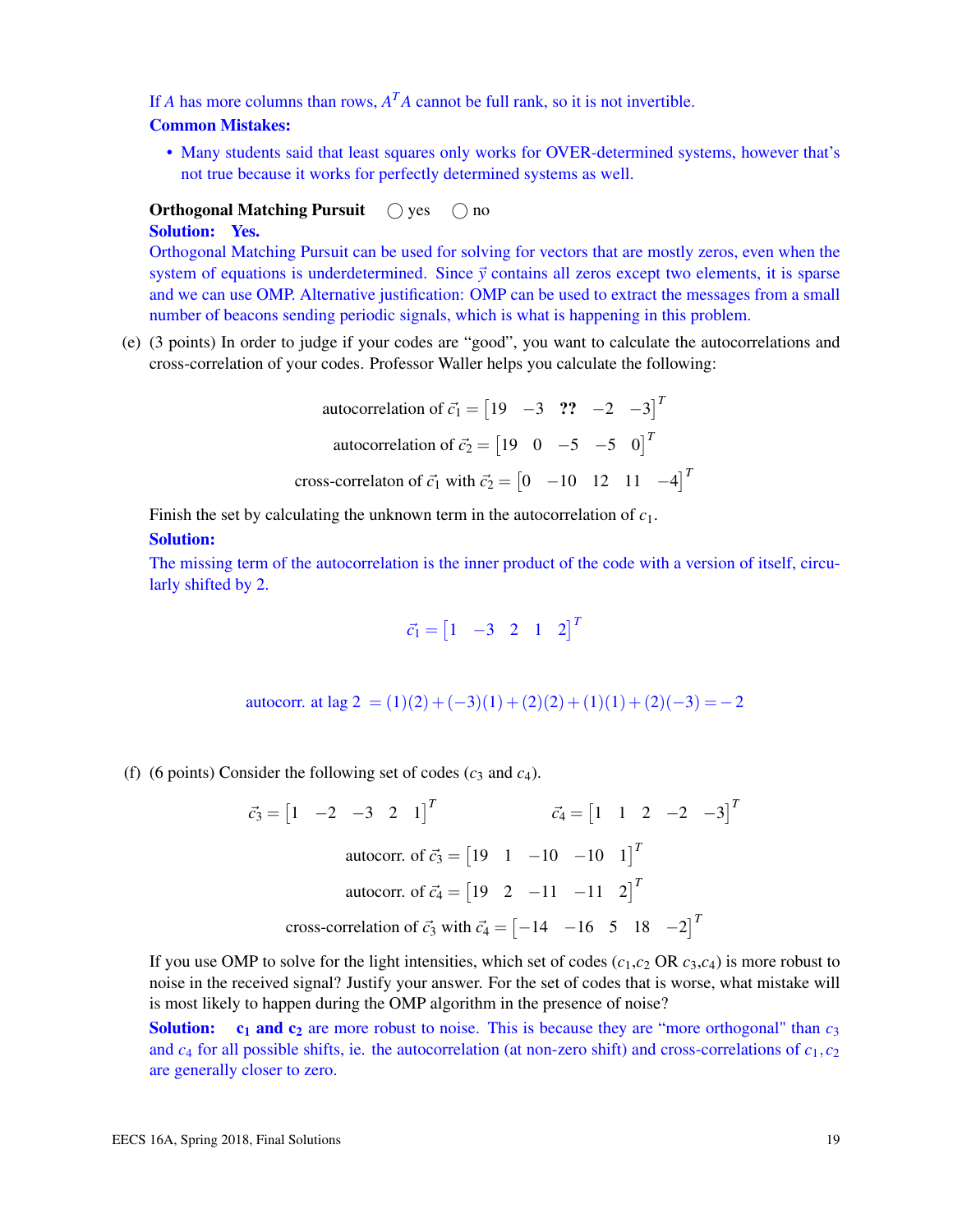If $A$ has more columns than rows, $A^T A$ cannot be full rank, so it is not invertible.

**Common Mistakes:**

- Many students said that least squares only works for OVER-determined systems, however that's not true because it works for perfectly determined systems as well.

**Orthogonal Matching Pursuit** ◯ yes ◯ no

**Solution: Yes.**

Orthogonal Matching Pursuit can be used for solving for vectors that are mostly zeros, even when the system of equations is underdetermined. Since $\vec{y}$ contains all zeros except two elements, it is sparse and we can use OMP. Alternative justification: OMP can be used to extract the messages from a small number of beacons sending periodic signals, which is what is happening in this problem.

(e) (3 points) In order to judge if your codes are "good", you want to calculate the autocorrelations and cross-correlation of your codes. Professor Waller helps you calculate the following:

$$\text{autocorrelation of } \vec{c}_1 = \begin{bmatrix} 19 & -3 & \textbf{??} & -2 & -3 \end{bmatrix}^T$$

$$\text{autocorrelation of } \vec{c}_2 = \begin{bmatrix} 19 & 0 & -5 & -5 & 0 \end{bmatrix}^T$$

$$\text{cross-correlaton of } \vec{c}_1 \text{ with } \vec{c}_2 = \begin{bmatrix} 0 & -10 & 12 & 11 & -4 \end{bmatrix}^T$$

Finish the set by calculating the unknown term in the autocorrelation of $c_1$.

**Solution:**

The missing term of the autocorrelation is the inner product of the code with a version of itself, circularly shifted by 2.

$$\vec{c}_1 = \begin{bmatrix} 1 & -3 & 2 & 1 & 2 \end{bmatrix}^T$$

$$\text{autocorr. at lag 2} = (1)(2) + (-3)(1) + (2)(2) + (1)(1) + (2)(-3) = -2$$

(f) (6 points) Consider the following set of codes ($c_3$ and $c_4$).

$$\vec{c}_3 = \begin{bmatrix} 1 & -2 & -3 & 2 & 1 \end{bmatrix}^T \qquad \vec{c}_4 = \begin{bmatrix} 1 & 1 & 2 & -2 & -3 \end{bmatrix}^T$$

$$\text{autocorr. of } \vec{c}_3 = \begin{bmatrix} 19 & 1 & -10 & -10 & 1 \end{bmatrix}^T$$

$$\text{autocorr. of } \vec{c}_4 = \begin{bmatrix} 19 & 2 & -11 & -11 & 2 \end{bmatrix}^T$$

$$\text{cross-correlation of } \vec{c}_3 \text{ with } \vec{c}_4 = \begin{bmatrix} -14 & -16 & 5 & 18 & -2 \end{bmatrix}^T$$

If you use OMP to solve for the light intensities, which set of codes ($c_1$,$c_2$ OR $c_3$,$c_4$) is more robust to noise in the received signal? Justify your answer. For the set of codes that is worse, what mistake will is most likely to happen during the OMP algorithm in the presence of noise?

**Solution:** $\mathbf{c_1}$ **and** $\mathbf{c_2}$ are more robust to noise. This is because they are "more orthogonal" than $c_3$ and $c_4$ for all possible shifts, ie. the autocorrelation (at non-zero shift) and cross-correlations of $c_1, c_2$ are generally closer to zero.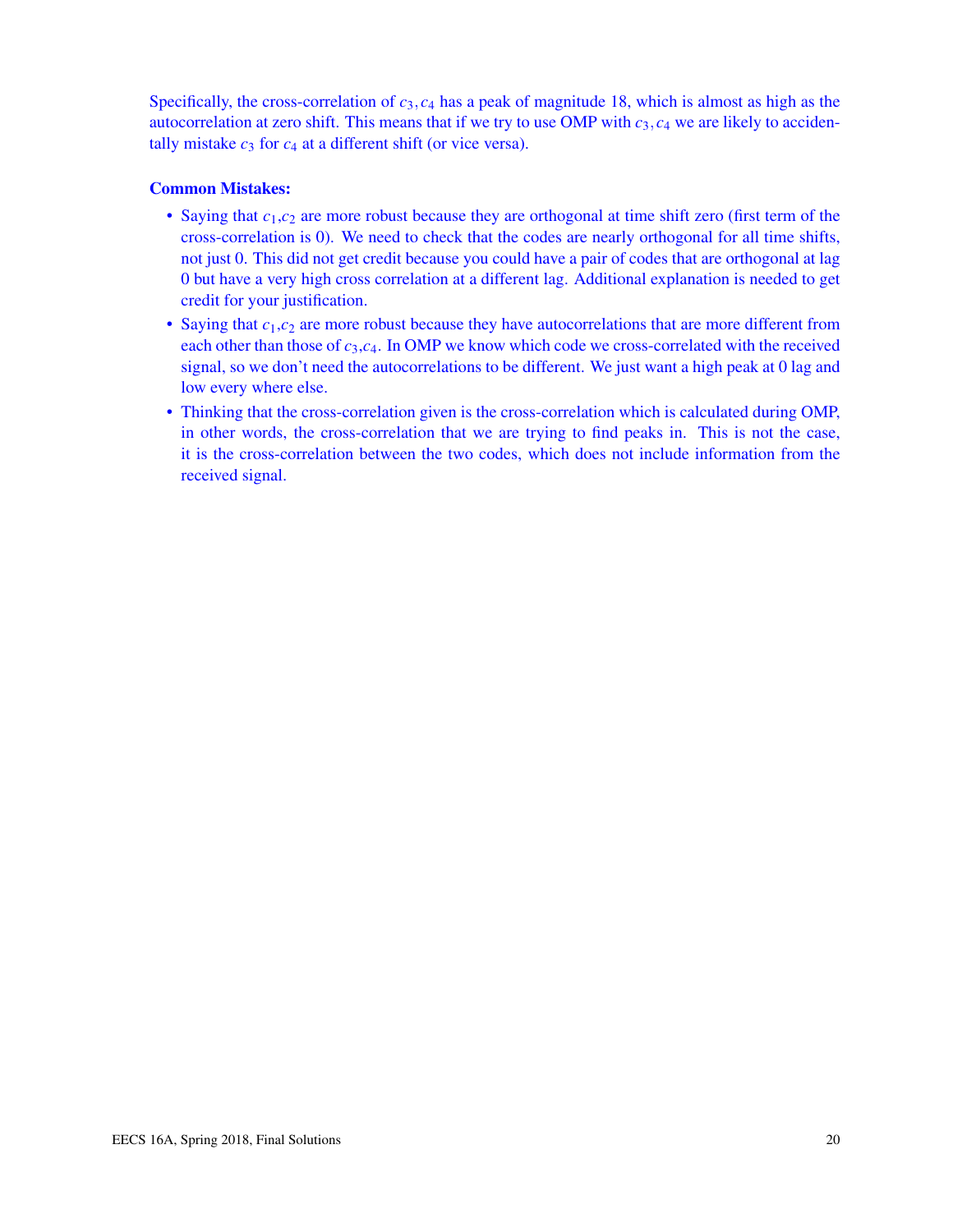Specifically, the cross-correlation of $c_3, c_4$ has a peak of magnitude 18, which is almost as high as the autocorrelation at zero shift. This means that if we try to use OMP with $c_3, c_4$ we are likely to accidentally mistake $c_3$ for $c_4$ at a different shift (or vice versa).

**Common Mistakes:**

- Saying that $c_1$,$c_2$ are more robust because they are orthogonal at time shift zero (first term of the cross-correlation is 0). We need to check that the codes are nearly orthogonal for all time shifts, not just 0. This did not get credit because you could have a pair of codes that are orthogonal at lag 0 but have a very high cross correlation at a different lag. Additional explanation is needed to get credit for your justification.
- Saying that $c_1$,$c_2$ are more robust because they have autocorrelations that are more different from each other than those of $c_3$,$c_4$. In OMP we know which code we cross-correlated with the received signal, so we don't need the autocorrelations to be different. We just want a high peak at 0 lag and low every where else.
- Thinking that the cross-correlation given is the cross-correlation which is calculated during OMP, in other words, the cross-correlation that we are trying to find peaks in. This is not the case, it is the cross-correlation between the two codes, which does not include information from the received signal.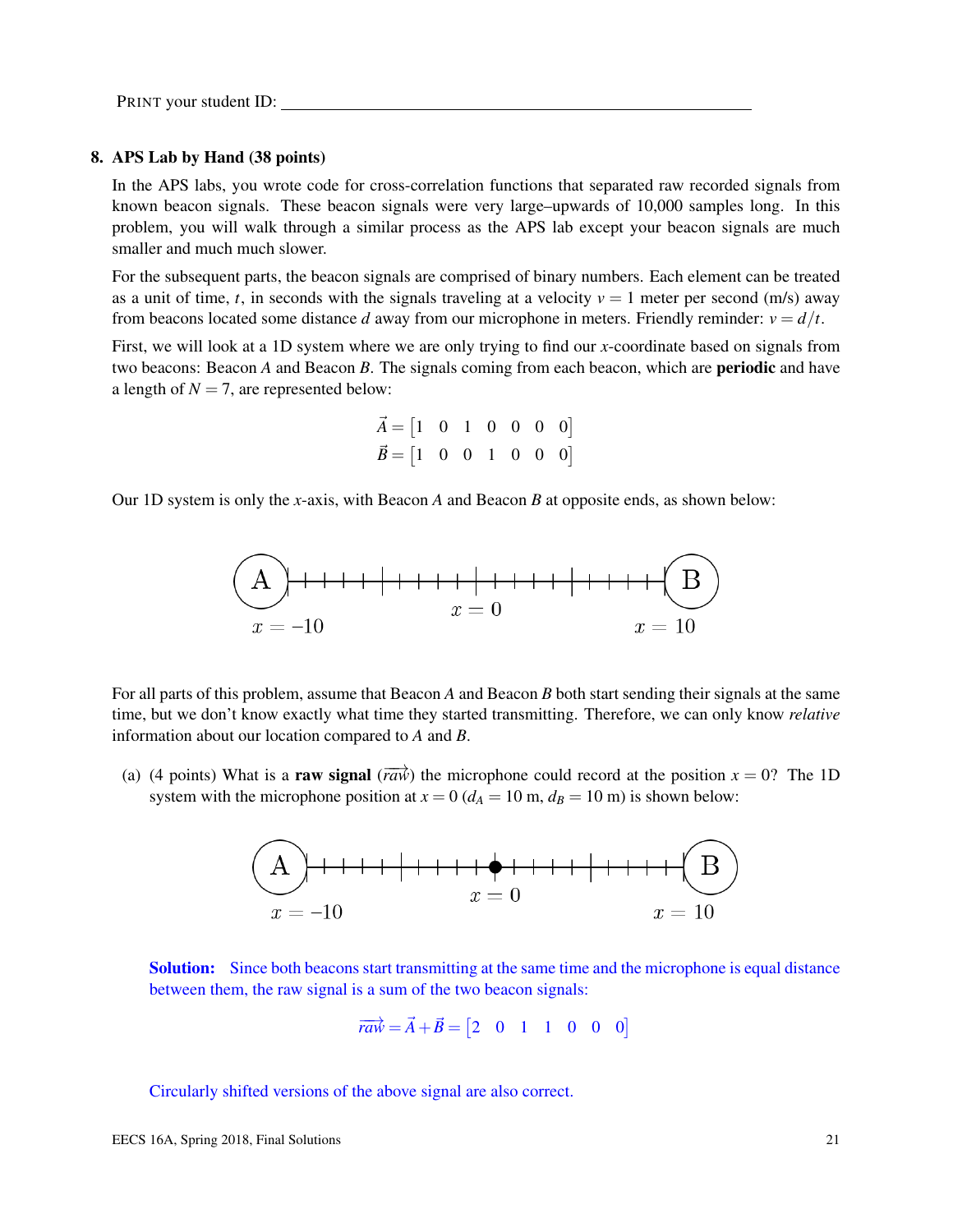PRINT your student ID: \_\_\_\_\_\_\_\_\_\_\_\_\_\_\_\_\_\_\_\_\_\_\_\_\_\_\_\_\_\_\_\_\_\_\_\_\_\_\_\_\_\_\_\_\_\_

**8. APS Lab by Hand (38 points)**

In the APS labs, you wrote code for cross-correlation functions that separated raw recorded signals from known beacon signals. These beacon signals were very large–upwards of 10,000 samples long. In this problem, you will walk through a similar process as the APS lab except your beacon signals are much smaller and much much slower.

For the subsequent parts, the beacon signals are comprised of binary numbers. Each element can be treated as a unit of time, $t$, in seconds with the signals traveling at a velocity $v = 1$ meter per second (m/s) away from beacons located some distance $d$ away from our microphone in meters. Friendly reminder: $v = d/t$.

First, we will look at a 1D system where we are only trying to find our $x$-coordinate based on signals from two beacons: Beacon $A$ and Beacon $B$. The signals coming from each beacon, which are **periodic** and have a length of $N = 7$, are represented below:

$$\vec{A} = \begin{bmatrix} 1 & 0 & 1 & 0 & 0 & 0 & 0 \end{bmatrix}$$
$$\vec{B} = \begin{bmatrix} 1 & 0 & 0 & 1 & 0 & 0 & 0 \end{bmatrix}$$

Our 1D system is only the $x$-axis, with Beacon $A$ and Beacon $B$ at opposite ends, as shown below:

A ├┼┼┼┼┼┼┼┼┼┼┼┼┼┼┼┼┼┼┼┤ B

$x = -10$ $\quad$ $x = 0$ $\quad$ $x = 10$

For all parts of this problem, assume that Beacon $A$ and Beacon $B$ both start sending their signals at the same time, but we don't know exactly what time they started transmitting. Therefore, we can only know *relative* information about our location compared to $A$ and $B$.

(a) (4 points) What is a **raw signal** ($\overrightarrow{raw}$) the microphone could record at the position $x = 0$? The 1D system with the microphone position at $x = 0$ ($d_A = 10$ m, $d_B = 10$ m) is shown below:

A ├┼┼┼┼┼┼┼┼┼●┼┼┼┼┼┼┼┼┼┤ B

$x = -10$ $\quad$ $x = 0$ $\quad$ $x = 10$

**Solution:** Since both beacons start transmitting at the same time and the microphone is equal distance between them, the raw signal is a sum of the two beacon signals:

$$\overrightarrow{raw} = \vec{A} + \vec{B} = \begin{bmatrix} 2 & 0 & 1 & 1 & 0 & 0 & 0 \end{bmatrix}$$

Circularly shifted versions of the above signal are also correct.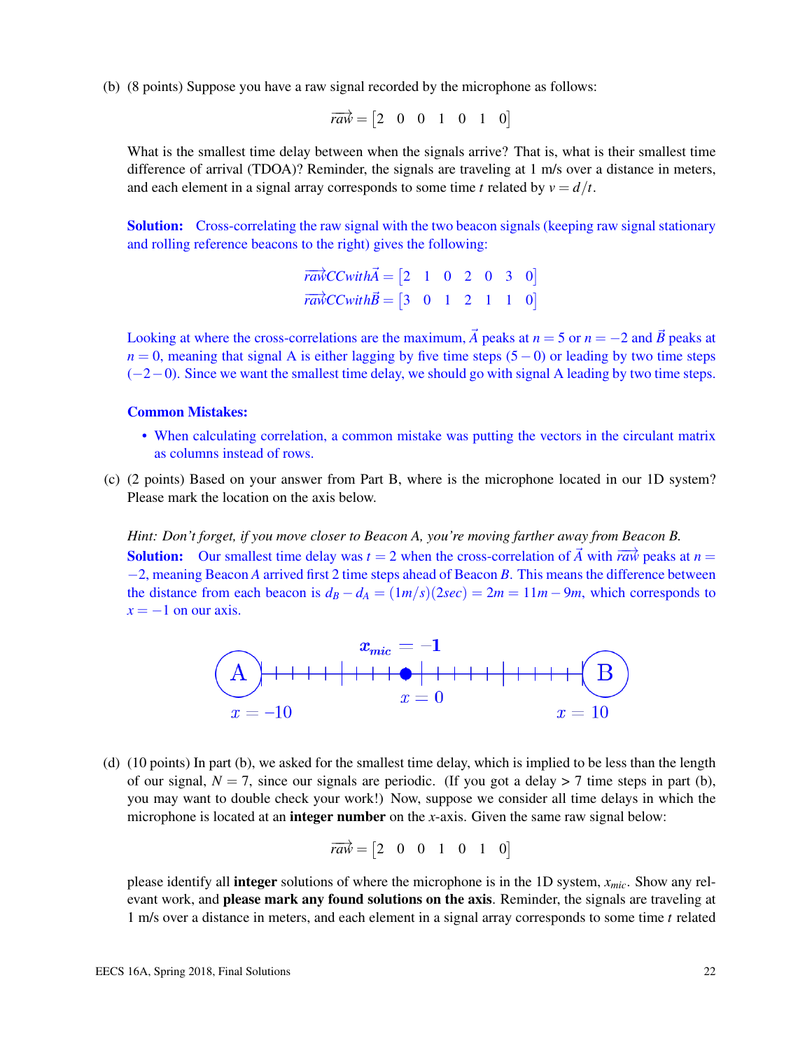(b) (8 points) Suppose you have a raw signal recorded by the microphone as follows:

$$\overrightarrow{raw} = \begin{bmatrix} 2 & 0 & 0 & 1 & 0 & 1 & 0 \end{bmatrix}$$

What is the smallest time delay between when the signals arrive? That is, what is their smallest time difference of arrival (TDOA)? Reminder, the signals are traveling at 1 m/s over a distance in meters, and each element in a signal array corresponds to some time $t$ related by $v = d/t$.

**Solution:** Cross-correlating the raw signal with the two beacon signals (keeping raw signal stationary and rolling reference beacons to the right) gives the following:

$$\overrightarrow{raw}CCwith\vec{A} = \begin{bmatrix} 2 & 1 & 0 & 2 & 0 & 3 & 0 \end{bmatrix}$$
$$\overrightarrow{raw}CCwith\vec{B} = \begin{bmatrix} 3 & 0 & 1 & 2 & 1 & 1 & 0 \end{bmatrix}$$

Looking at where the cross-correlations are the maximum, $\vec{A}$ peaks at $n = 5$ or $n = -2$ and $\vec{B}$ peaks at $n = 0$, meaning that signal A is either lagging by five time steps $(5-0)$ or leading by two time steps $(-2-0)$. Since we want the smallest time delay, we should go with signal A leading by two time steps.

**Common Mistakes:**

- When calculating correlation, a common mistake was putting the vectors in the circulant matrix as columns instead of rows.

(c) (2 points) Based on your answer from Part B, where is the microphone located in our 1D system? Please mark the location on the axis below.

*Hint: Don't forget, if you move closer to Beacon A, you're moving farther away from Beacon B.*

**Solution:** Our smallest time delay was $t = 2$ when the cross-correlation of $\vec{A}$ with $\overrightarrow{raw}$ peaks at $n = -2$, meaning Beacon $A$ arrived first 2 time steps ahead of Beacon $B$. This means the difference between the distance from each beacon is $d_B - d_A = (1m/s)(2sec) = 2m = 11m - 9m$, which corresponds to $x = -1$ on our axis.

$x_{mic} = -1$

A — $x = -10$ … $x = 0$ … $x = 10$ — B

(d) (10 points) In part (b), we asked for the smallest time delay, which is implied to be less than the length of our signal, $N = 7$, since our signals are periodic. (If you got a delay > 7 time steps in part (b), you may want to double check your work!) Now, suppose we consider all time delays in which the microphone is located at an **integer number** on the $x$-axis. Given the same raw signal below:

$$\overrightarrow{raw} = \begin{bmatrix} 2 & 0 & 0 & 1 & 0 & 1 & 0 \end{bmatrix}$$

please identify all **integer** solutions of where the microphone is in the 1D system, $x_{mic}$. Show any relevant work, and **please mark any found solutions on the axis**. Reminder, the signals are traveling at 1 m/s over a distance in meters, and each element in a signal array corresponds to some time $t$ related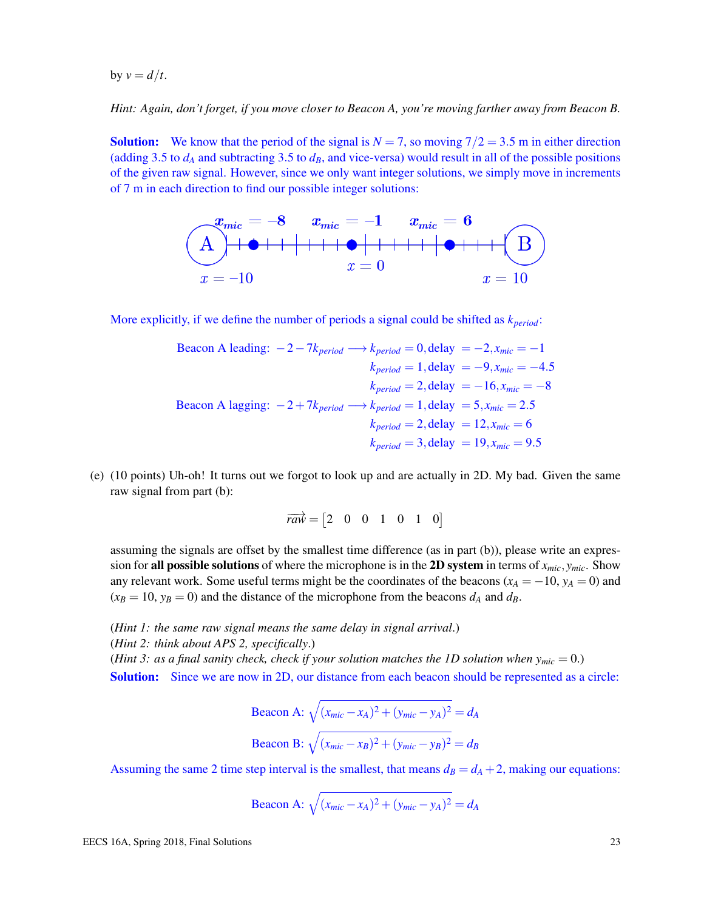by $v = d/t$.

*Hint: Again, don't forget, if you move closer to Beacon A, you're moving farther away from Beacon B.*

**Solution:** We know that the period of the signal is $N = 7$, so moving $7/2 = 3.5$ m in either direction (adding 3.5 to $d_A$ and subtracting 3.5 to $d_B$, and vice-versa) would result in all of the possible positions of the given raw signal. However, since we only want integer solutions, we simply move in increments of 7 m in each direction to find our possible integer solutions:

$x_{mic} = -8$ $\quad$ $x_{mic} = -1$ $\quad$ $x_{mic} = 6$

A $\quad$ $x = -10$ $\quad$ $x = 0$ $\quad$ $x = 10$ $\quad$ B

More explicitly, if we define the number of periods a signal could be shifted as $k_{period}$:

$$
\begin{aligned}
\text{Beacon A leading: } -2 - 7k_{period} \longrightarrow\ & k_{period} = 0, \text{delay } = -2, x_{mic} = -1 \\
& k_{period} = 1, \text{delay } = -9, x_{mic} = -4.5 \\
& k_{period} = 2, \text{delay } = -16, x_{mic} = -8 \\
\text{Beacon A lagging: } -2 + 7k_{period} \longrightarrow\ & k_{period} = 1, \text{delay } = 5, x_{mic} = 2.5 \\
& k_{period} = 2, \text{delay } = 12, x_{mic} = 6 \\
& k_{period} = 3, \text{delay } = 19, x_{mic} = 9.5
\end{aligned}
$$

(e) (10 points) Uh-oh! It turns out we forgot to look up and are actually in 2D. My bad. Given the same raw signal from part (b):

$$\overrightarrow{raw} = \begin{bmatrix} 2 & 0 & 0 & 1 & 0 & 1 & 0 \end{bmatrix}$$

assuming the signals are offset by the smallest time difference (as in part (b)), please write an expression for **all possible solutions** of where the microphone is in the **2D system** in terms of $x_{mic}, y_{mic}$. Show any relevant work. Some useful terms might be the coordinates of the beacons ($x_A = -10$, $y_A = 0$) and ($x_B = 10$, $y_B = 0$) and the distance of the microphone from the beacons $d_A$ and $d_B$.

(*Hint 1: the same raw signal means the same delay in signal arrival.*)
(*Hint 2: think about APS 2, specifically.*)
(*Hint 3: as a final sanity check, check if your solution matches the 1D solution when $y_{mic} = 0$.*)

**Solution:** Since we are now in 2D, our distance from each beacon should be represented as a circle:

$$\text{Beacon A: } \sqrt{(x_{mic} - x_A)^2 + (y_{mic} - y_A)^2} = d_A$$

$$\text{Beacon B: } \sqrt{(x_{mic} - x_B)^2 + (y_{mic} - y_B)^2} = d_B$$

Assuming the same 2 time step interval is the smallest, that means $d_B = d_A + 2$, making our equations:

$$\text{Beacon A: } \sqrt{(x_{mic} - x_A)^2 + (y_{mic} - y_A)^2} = d_A$$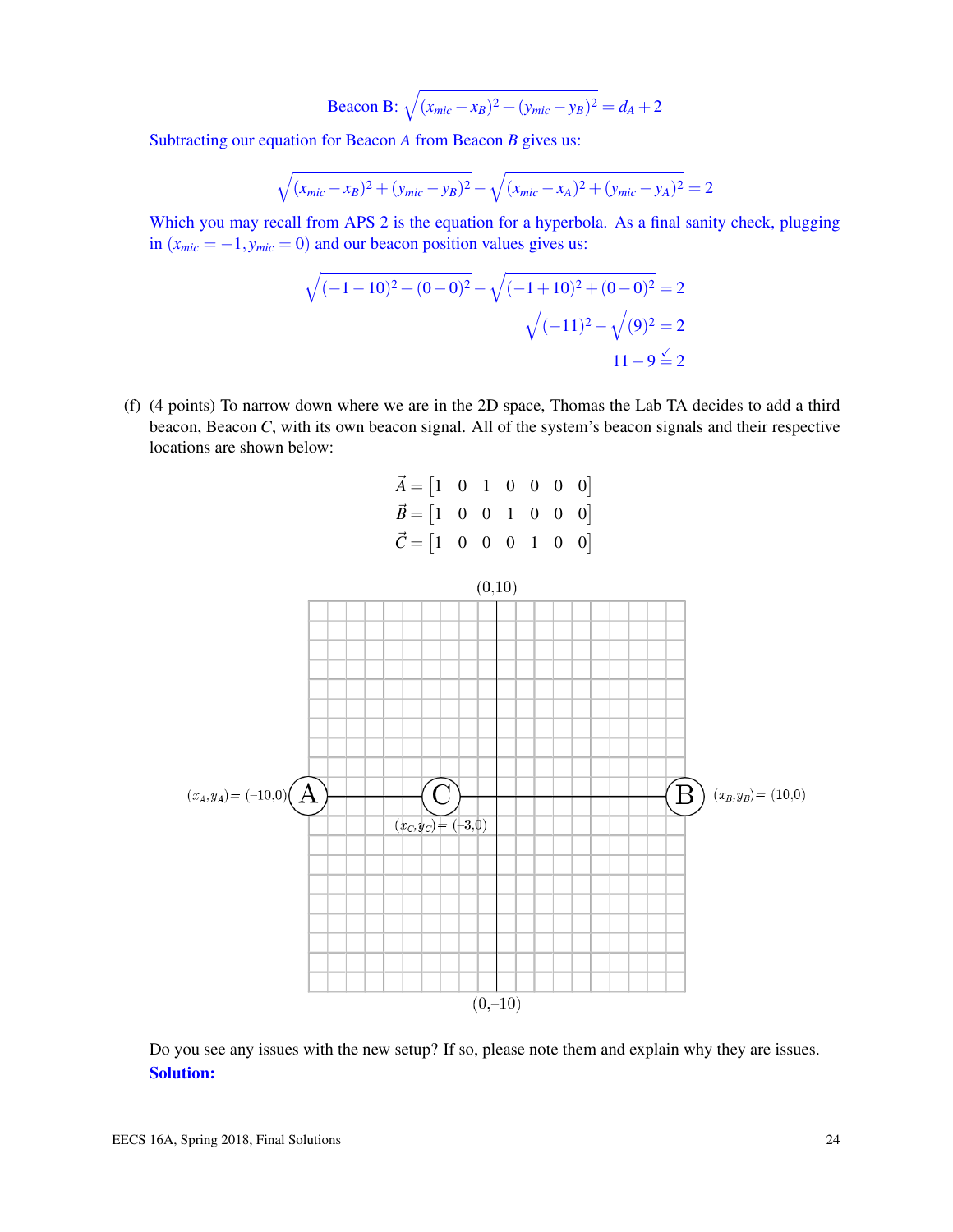Beacon B: $\sqrt{(x_{mic} - x_B)^2 + (y_{mic} - y_B)^2} = d_A + 2$

Subtracting our equation for Beacon $A$ from Beacon $B$ gives us:

$$\sqrt{(x_{mic} - x_B)^2 + (y_{mic} - y_B)^2} - \sqrt{(x_{mic} - x_A)^2 + (y_{mic} - y_A)^2} = 2$$

Which you may recall from APS 2 is the equation for a hyperbola. As a final sanity check, plugging in $(x_{mic} = -1, y_{mic} = 0)$ and our beacon position values gives us:

$$\sqrt{(-1-10)^2 + (0-0)^2} - \sqrt{(-1+10)^2 + (0-0)^2} = 2$$

$$\sqrt{(-11)^2} - \sqrt{(9)^2} = 2$$

$$11 - 9 \stackrel{\checkmark}{=} 2$$

(f) (4 points) To narrow down where we are in the 2D space, Thomas the Lab TA decides to add a third beacon, Beacon $C$, with its own beacon signal. All of the system's beacon signals and their respective locations are shown below:

$$\vec{A} = \begin{bmatrix} 1 & 0 & 1 & 0 & 0 & 0 & 0 \end{bmatrix}$$
$$\vec{B} = \begin{bmatrix} 1 & 0 & 0 & 1 & 0 & 0 & 0 \end{bmatrix}$$
$$\vec{C} = \begin{bmatrix} 1 & 0 & 0 & 0 & 1 & 0 & 0 \end{bmatrix}$$

(0,10)

$(x_A, y_A) = (-10,0)$ A — C — B $(x_B, y_B) = (10,0)$

$(x_C, y_C) = (-3,0)$

(0,–10)

Do you see any issues with the new setup? If so, please note them and explain why they are issues.

**Solution:**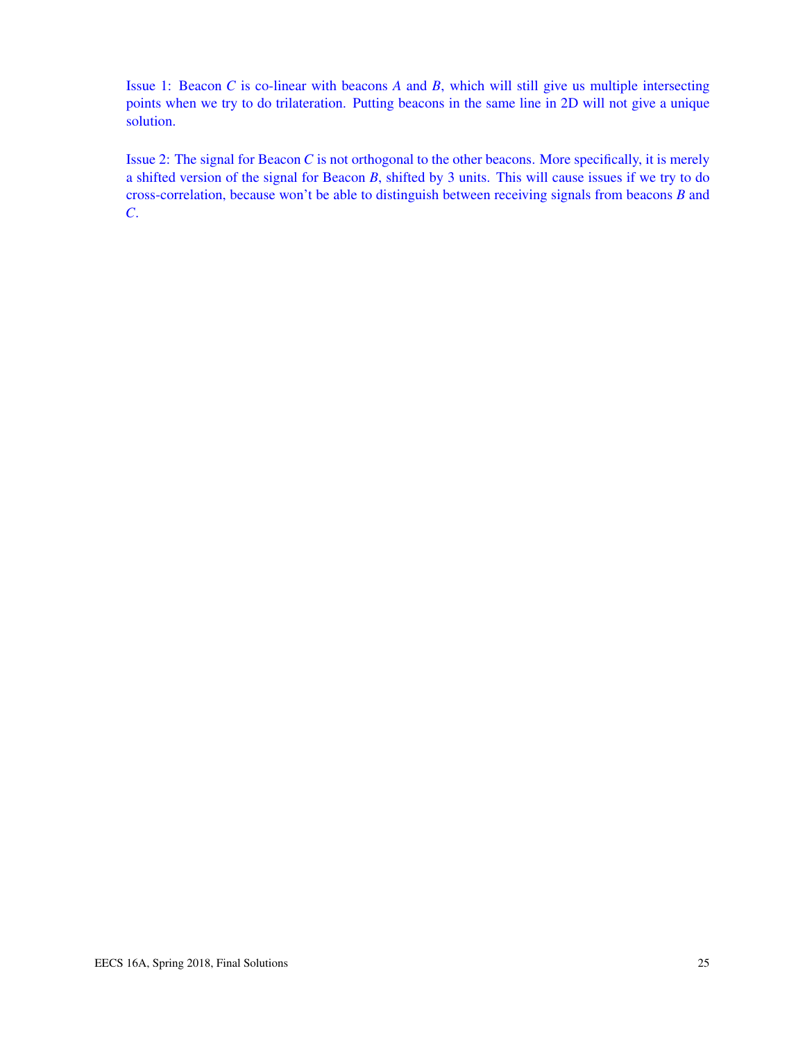Issue 1: Beacon $C$ is co-linear with beacons $A$ and $B$, which will still give us multiple intersecting points when we try to do trilateration. Putting beacons in the same line in 2D will not give a unique solution.

Issue 2: The signal for Beacon $C$ is not orthogonal to the other beacons. More specifically, it is merely a shifted version of the signal for Beacon $B$, shifted by 3 units. This will cause issues if we try to do cross-correlation, because won't be able to distinguish between receiving signals from beacons $B$ and $C$.